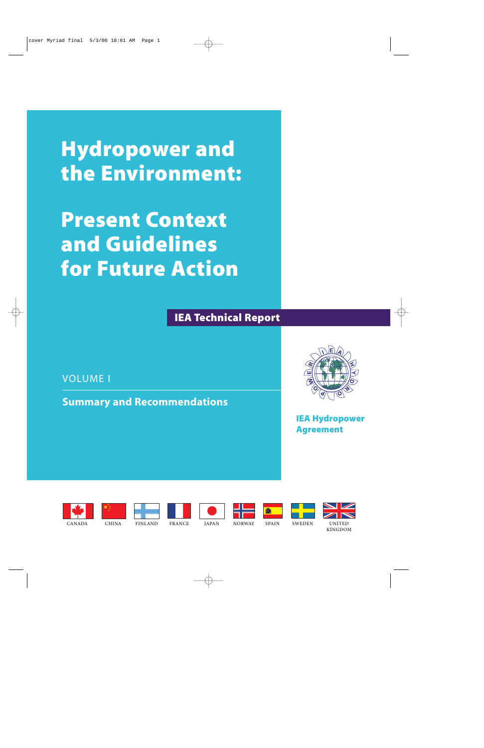# Hydropower and the Environment:

# Present Context and Guidelines for Future Action

**IEA Technical Report**

VOLUME I

**Summary and Recommendations**

**IEA Hydropower Agreement**

CANADA CHINA FINLAND FRANCE JAPAN NORWAY SPAIN SWEDEN UNITED KINGDOM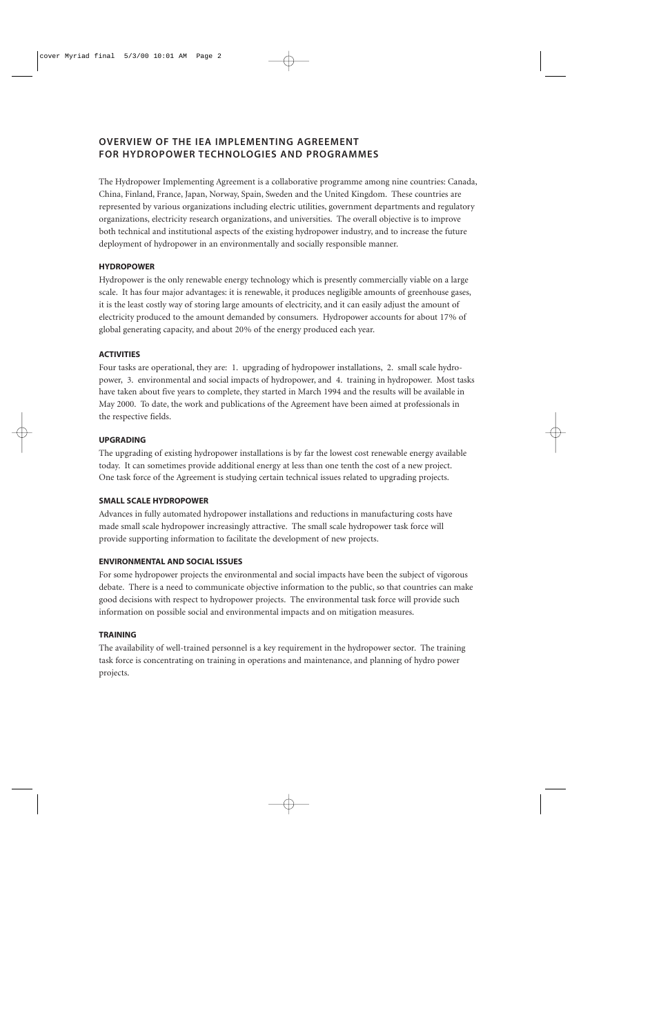## OVERVIEW OF THE IEA IMPLEMENTING AGREEMENT FOR HYDROPOWER TECHNOLOGIES AND PROGRAMMES

The Hydropower Implementing Agreement is a collaborative programme among nine countries: Canada, China, Finland, France, Japan, Norway, Spain, Sweden and the United Kingdom. These countries are represented by various organizations including electric utilities, government departments and regulatory organizations, electricity research organizations, and universities. The overall objective is to improve both technical and institutional aspects of the existing hydropower industry, and to increase the future deployment of hydropower in an environmentally and socially responsible manner.

### HYDROPOWER

Hydropower is the only renewable energy technology which is presently commercially viable on a large scale. It has four major advantages: it is renewable, it produces negligible amounts of greenhouse gases, it is the least costly way of storing large amounts of electricity, and it can easily adjust the amount of electricity produced to the amount demanded by consumers. Hydropower accounts for about 17% of global generating capacity, and about 20% of the energy produced each year.

### ACTIVITIES

Four tasks are operational, they are: 1. upgrading of hydropower installations, 2. small scale hydropower, 3. environmental and social impacts of hydropower, and 4. training in hydropower. Most tasks have taken about five years to complete, they started in March 1994 and the results will be available in May 2000. To date, the work and publications of the Agreement have been aimed at professionals in the respective fields.

### UPGRADING

The upgrading of existing hydropower installations is by far the lowest cost renewable energy available today. It can sometimes provide additional energy at less than one tenth the cost of a new project. One task force of the Agreement is studying certain technical issues related to upgrading projects.

### SMALL SCALE HYDROPOWER

Advances in fully automated hydropower installations and reductions in manufacturing costs have made small scale hydropower increasingly attractive. The small scale hydropower task force will provide supporting information to facilitate the development of new projects.

### ENVIRONMENTAL AND SOCIAL ISSUES

For some hydropower projects the environmental and social impacts have been the subject of vigorous debate. There is a need to communicate objective information to the public, so that countries can make good decisions with respect to hydropower projects. The environmental task force will provide such information on possible social and environmental impacts and on mitigation measures.

### TRAINING

The availability of well-trained personnel is a key requirement in the hydropower sector. The training task force is concentrating on training in operations and maintenance, and planning of hydro power projects.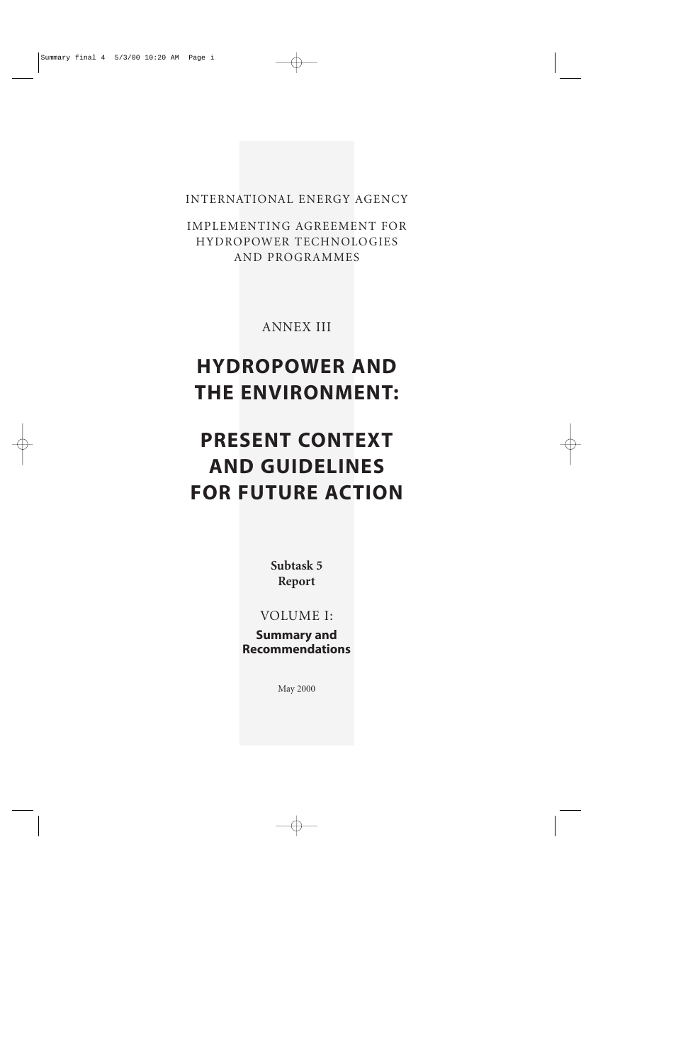INTERNATIONAL ENERGY AGENCY

IMPLEMENTING AGREEMENT FOR HYDROPOWER TECHNOLOGIES AND PROGRAMMES

ANNEX III

# HYDROPOWER AND THE ENVIRONMENT:

# PRESENT CONTEXT AND GUIDELINES FOR FUTURE ACTION

**Subtask 5 Report**

VOLUME I:

**Summary and Recommendations**

May 2000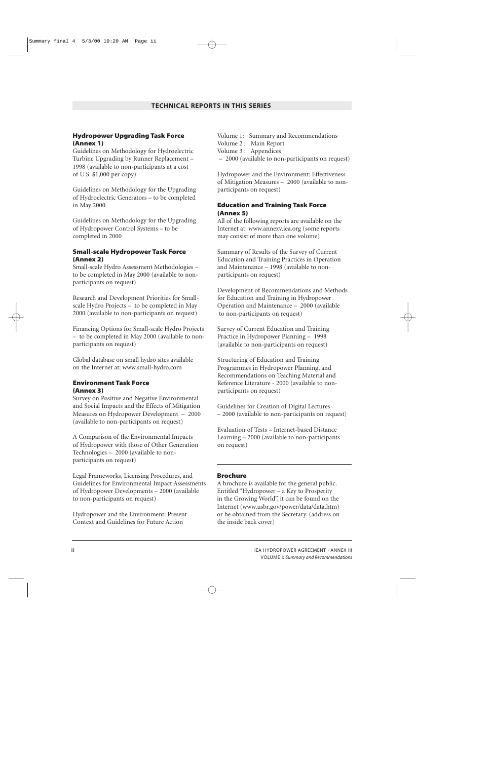## TECHNICAL REPORTS IN THIS SERIES

### Hydropower Upgrading Task Force (Annex 1)

Guidelines on Methodology for Hydroelectric Turbine Upgrading by Runner Replacement – 1998 (available to non-participants at a cost of U.S. $1,000 per copy)

Guidelines on Methodology for the Upgrading of Hydroelectric Generators – to be completed in May 2000

Guidelines on Methodology for the Upgrading of Hydropower Control Systems – to be completed in 2000

### Small-scale Hydropower Task Force (Annex 2)

Small-scale Hydro Assessment Methodologies – to be completed in May 2000 (available to non-participants on request)

Research and Development Priorities for Small-scale Hydro Projects – to be completed in May 2000 (available to non-participants on request)

Financing Options for Small-scale Hydro Projects – to be completed in May 2000 (available to non-participants on request)

Global database on small hydro sites available on the Internet at: www.small-hydro.com

### Environment Task Force (Annex 3)

Survey on Positive and Negative Environmental and Social Impacts and the Effects of Mitigation Measures on Hydropower Development – 2000 (available to non-participants on request)

A Comparison of the Environmental Impacts of Hydropower with those of Other Generation Technologies – 2000 (available to non-participants on request)

Legal Frameworks, Licensing Procedures, and Guidelines for Environmental Impact Assessments of Hydropower Developments – 2000 (available to non-participants on request)

Hydropower and the Environment: Present Context and Guidelines for Future Action

Volume 1: Summary and Recommendations
Volume 2 : Main Report
Volume 3 : Appendices
– 2000 (available to non-participants on request)

Hydropower and the Environment: Effectiveness of Mitigation Measures – 2000 (available to non-participants on request)

### Education and Training Task Force (Annex 5)

All of the following reports are available on the Internet at www.annexv.iea.org (some reports may consist of more than one volume)

Summary of Results of the Survey of Current Education and Training Practices in Operation and Maintenance – 1998 (available to non-participants on request)

Development of Recommendations and Methods for Education and Training in Hydropower Operation and Maintenance – 2000 (available to non-participants on request)

Survey of Current Education and Training Practice in Hydropower Planning – 1998 (available to non-participants on request)

Structuring of Education and Training Programmes in Hydropower Planning, and Recommendations on Teaching Material and Reference Literature - 2000 (available to non-participants on request)

Guidelines for Creation of Digital Lectures – 2000 (available to non-participants on request)

Evaluation of Tests – Internet-based Distance Learning – 2000 (available to non-participants on request)

---

### Brochure

A brochure is available for the general public. Entitled "Hydropower – a Key to Prosperity in the Growing World", it can be found on the Internet (www.usbr.gov/power/data/data.htm) or be obtained from the Secretary. (address on the inside back cover)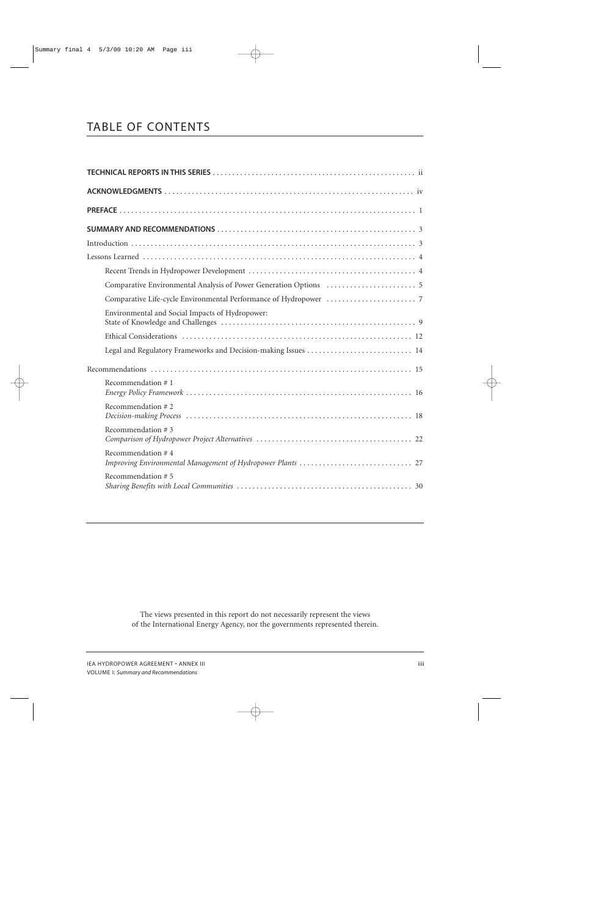# TABLE OF CONTENTS

**TECHNICAL REPORTS IN THIS SERIES** . . . . . . . . . . . . . . . . . . . . . . . . . . . . . . . . . . . . . . . . . . . . . . . . . . . ii

**ACKNOWLEDGMENTS** . . . . . . . . . . . . . . . . . . . . . . . . . . . . . . . . . . . . . . . . . . . . . . . . . . . . . . . . . . . . . iv

**PREFACE** . . . . . . . . . . . . . . . . . . . . . . . . . . . . . . . . . . . . . . . . . . . . . . . . . . . . . . . . . . . . . . . . . . . . . . . 1

**SUMMARY AND RECOMMENDATIONS** . . . . . . . . . . . . . . . . . . . . . . . . . . . . . . . . . . . . . . . . . . . . . . . . . 3

Introduction . . . . . . . . . . . . . . . . . . . . . . . . . . . . . . . . . . . . . . . . . . . . . . . . . . . . . . . . . . . . . . . . . . . . . . . 3

Lessons Learned . . . . . . . . . . . . . . . . . . . . . . . . . . . . . . . . . . . . . . . . . . . . . . . . . . . . . . . . . . . . . . . . . . . . 4

- Recent Trends in Hydropower Development . . . . . . . . . . . . . . . . . . . . . . . . . . . . . . . . . . . . . . . . . . 4
- Comparative Environmental Analysis of Power Generation Options . . . . . . . . . . . . . . . . . . . . . . 5
- Comparative Life-cycle Environmental Performance of Hydropower . . . . . . . . . . . . . . . . . . . . . . 7
- Environmental and Social Impacts of Hydropower: State of Knowledge and Challenges . . . . . . . . . . . . . . . . . . . . . . . . . . . . . . . . . . . . . . . . . . . . . . . . 9
- Ethical Considerations . . . . . . . . . . . . . . . . . . . . . . . . . . . . . . . . . . . . . . . . . . . . . . . . . . . . . . . . . . 12
- Legal and Regulatory Frameworks and Decision-making Issues . . . . . . . . . . . . . . . . . . . . . . . . . . 14

Recommendations . . . . . . . . . . . . . . . . . . . . . . . . . . . . . . . . . . . . . . . . . . . . . . . . . . . . . . . . . . . . . . . . . . . 15

- Recommendation # 1
  *Energy Policy Framework* . . . . . . . . . . . . . . . . . . . . . . . . . . . . . . . . . . . . . . . . . . . . . . . . . . . . . . . . 16
- Recommendation # 2
  *Decision-making Process* . . . . . . . . . . . . . . . . . . . . . . . . . . . . . . . . . . . . . . . . . . . . . . . . . . . . . . . . 18
- Recommendation # 3
  *Comparison of Hydropower Project Alternatives* . . . . . . . . . . . . . . . . . . . . . . . . . . . . . . . . . . . . . . 22
- Recommendation # 4
  *Improving Environmental Management of Hydropower Plants* . . . . . . . . . . . . . . . . . . . . . . . . . . . . 27
- Recommendation # 5
  *Sharing Benefits with Local Communities* . . . . . . . . . . . . . . . . . . . . . . . . . . . . . . . . . . . . . . . . . . . 30

The views presented in this report do not necessarily represent the views of the International Energy Agency, nor the governments represented therein.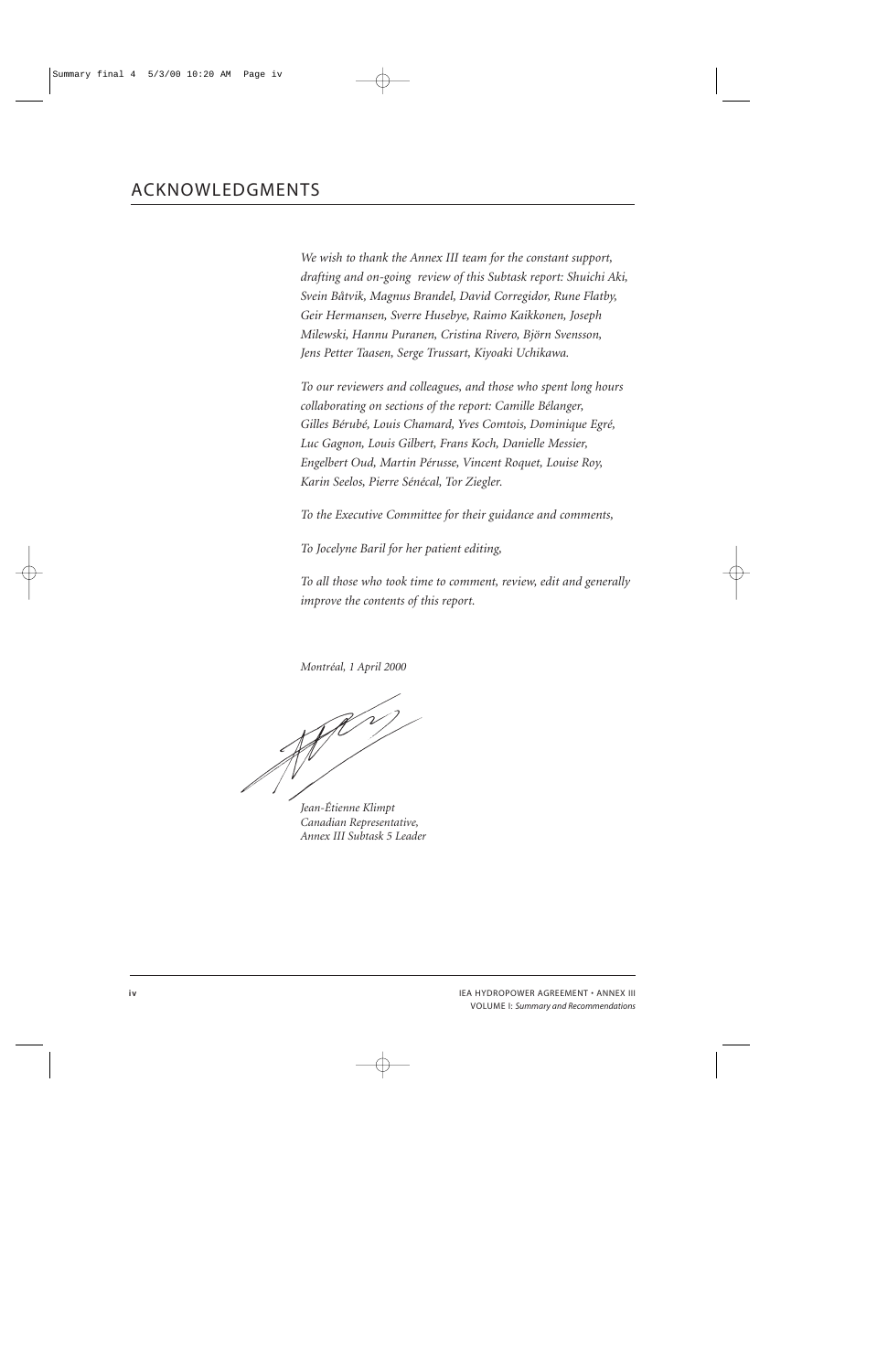# ACKNOWLEDGMENTS

*We wish to thank the Annex III team for the constant support, drafting and on-going review of this Subtask report: Shuichi Aki, Svein Båtvik, Magnus Brandel, David Corregidor, Rune Flatby, Geir Hermansen, Sverre Husebye, Raimo Kaikkonen, Joseph Milewski, Hannu Puranen, Cristina Rivero, Björn Svensson, Jens Petter Taasen, Serge Trussart, Kiyoaki Uchikawa.*

*To our reviewers and colleagues, and those who spent long hours collaborating on sections of the report: Camille Bélanger, Gilles Bérubé, Louis Chamard, Yves Comtois, Dominique Egré, Luc Gagnon, Louis Gilbert, Frans Koch, Danielle Messier, Engelbert Oud, Martin Pérusse, Vincent Roquet, Louise Roy, Karin Seelos, Pierre Sénécal, Tor Ziegler.*

*To the Executive Committee for their guidance and comments,*

*To Jocelyne Baril for her patient editing,*

*To all those who took time to comment, review, edit and generally improve the contents of this report.*

*Montréal, 1 April 2000*

*Jean-Étienne Klimpt*
*Canadian Representative,*
*Annex III Subtask 5 Leader*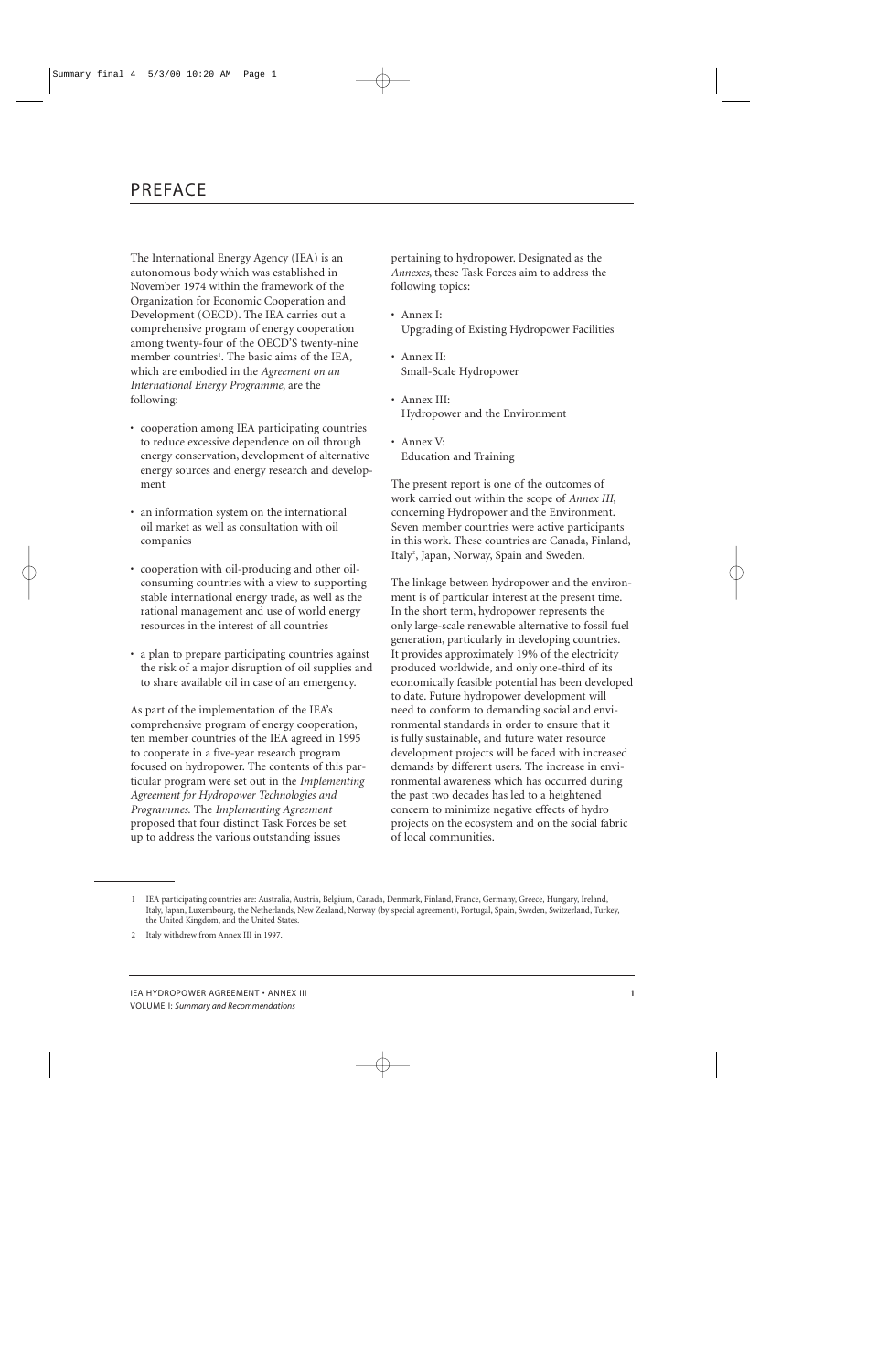# PREFACE

The International Energy Agency (IEA) is an autonomous body which was established in November 1974 within the framework of the Organization for Economic Cooperation and Development (OECD). The IEA carries out a comprehensive program of energy cooperation among twenty-four of the OECD'S twenty-nine member countries[1]. The basic aims of the IEA, which are embodied in the *Agreement on an International Energy Programme*, are the following:

- cooperation among IEA participating countries to reduce excessive dependence on oil through energy conservation, development of alternative energy sources and energy research and development
- an information system on the international oil market as well as consultation with oil companies
- cooperation with oil-producing and other oil-consuming countries with a view to supporting stable international energy trade, as well as the rational management and use of world energy resources in the interest of all countries
- a plan to prepare participating countries against the risk of a major disruption of oil supplies and to share available oil in case of an emergency.

As part of the implementation of the IEA's comprehensive program of energy cooperation, ten member countries of the IEA agreed in 1995 to cooperate in a five-year research program focused on hydropower. The contents of this particular program were set out in the *Implementing Agreement for Hydropower Technologies and Programmes.* The *Implementing Agreement* proposed that four distinct Task Forces be set up to address the various outstanding issues pertaining to hydropower. Designated as the *Annexes*, these Task Forces aim to address the following topics:

- Annex I:
  Upgrading of Existing Hydropower Facilities
- Annex II:
  Small-Scale Hydropower
- Annex III:
  Hydropower and the Environment
- Annex V:
  Education and Training

The present report is one of the outcomes of work carried out within the scope of *Annex III*, concerning Hydropower and the Environment. Seven member countries were active participants in this work. These countries are Canada, Finland, Italy[2], Japan, Norway, Spain and Sweden.

The linkage between hydropower and the environment is of particular interest at the present time. In the short term, hydropower represents the only large-scale renewable alternative to fossil fuel generation, particularly in developing countries. It provides approximately 19% of the electricity produced worldwide, and only one-third of its economically feasible potential has been developed to date. Future hydropower development will need to conform to demanding social and environmental standards in order to ensure that it is fully sustainable, and future water resource development projects will be faced with increased demands by different users. The increase in environmental awareness which has occurred during the past two decades has led to a heightened concern to minimize negative effects of hydro projects on the ecosystem and on the social fabric of local communities.

---

1 IEA participating countries are: Australia, Austria, Belgium, Canada, Denmark, Finland, France, Germany, Greece, Hungary, Ireland, Italy, Japan, Luxembourg, the Netherlands, New Zealand, Norway (by special agreement), Portugal, Spain, Sweden, Switzerland, Turkey, the United Kingdom, and the United States.

2 Italy withdrew from Annex III in 1997.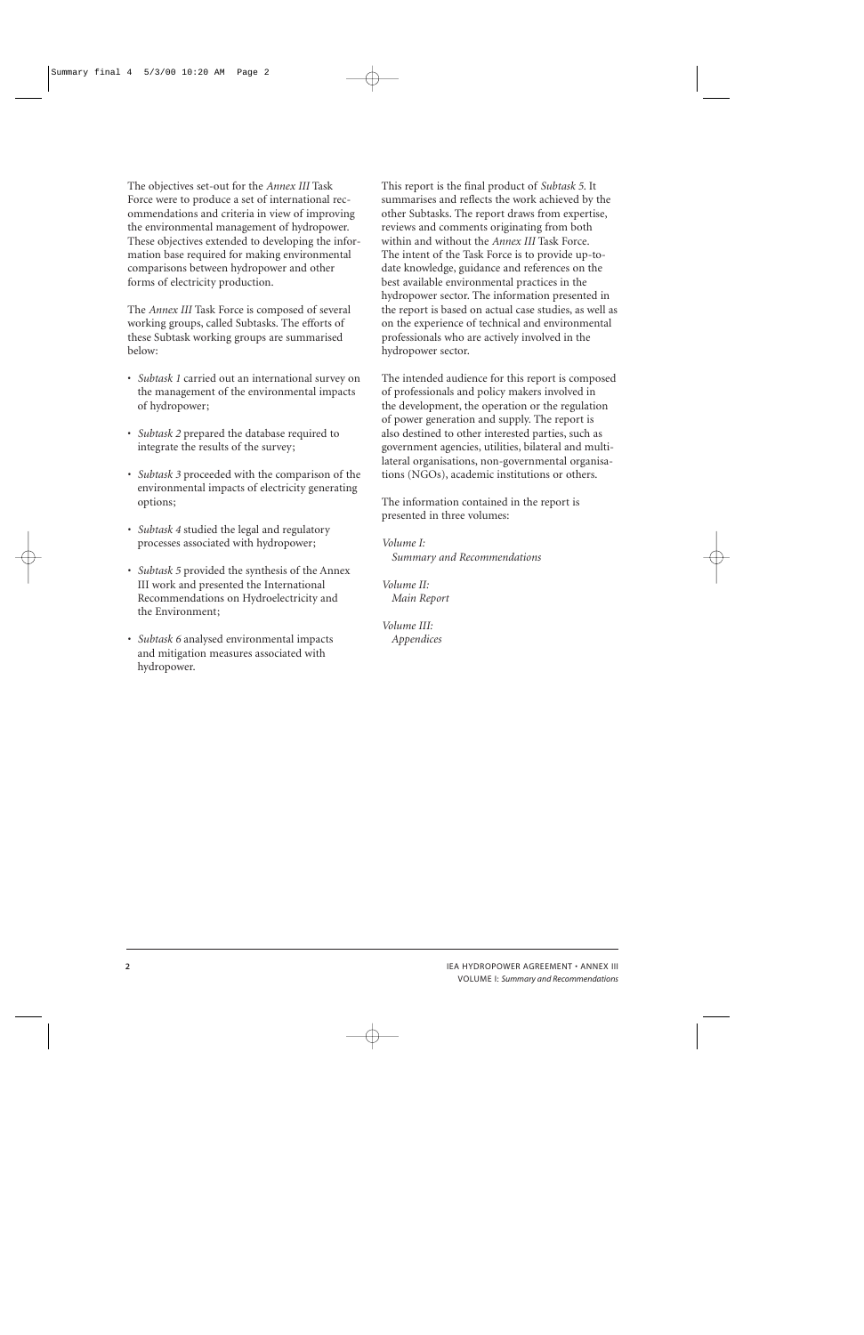The objectives set-out for the *Annex III* Task Force were to produce a set of international recommendations and criteria in view of improving the environmental management of hydropower. These objectives extended to developing the information base required for making environmental comparisons between hydropower and other forms of electricity production.

The *Annex III* Task Force is composed of several working groups, called Subtasks. The efforts of these Subtask working groups are summarised below:

- *Subtask 1* carried out an international survey on the management of the environmental impacts of hydropower;
- *Subtask 2* prepared the database required to integrate the results of the survey;
- *Subtask 3* proceeded with the comparison of the environmental impacts of electricity generating options;
- *Subtask 4* studied the legal and regulatory processes associated with hydropower;
- *Subtask 5* provided the synthesis of the Annex III work and presented the International Recommendations on Hydroelectricity and the Environment;
- *Subtask 6* analysed environmental impacts and mitigation measures associated with hydropower.

This report is the final product of *Subtask 5*. It summarises and reflects the work achieved by the other Subtasks. The report draws from expertise, reviews and comments originating from both within and without the *Annex III* Task Force. The intent of the Task Force is to provide up-to-date knowledge, guidance and references on the best available environmental practices in the hydropower sector. The information presented in the report is based on actual case studies, as well as on the experience of technical and environmental professionals who are actively involved in the hydropower sector.

The intended audience for this report is composed of professionals and policy makers involved in the development, the operation or the regulation of power generation and supply. The report is also destined to other interested parties, such as government agencies, utilities, bilateral and multilateral organisations, non-governmental organisations (NGOs), academic institutions or others.

The information contained in the report is presented in three volumes:

*Volume I:*
*Summary and Recommendations*

*Volume II:*
*Main Report*

*Volume III:*
*Appendices*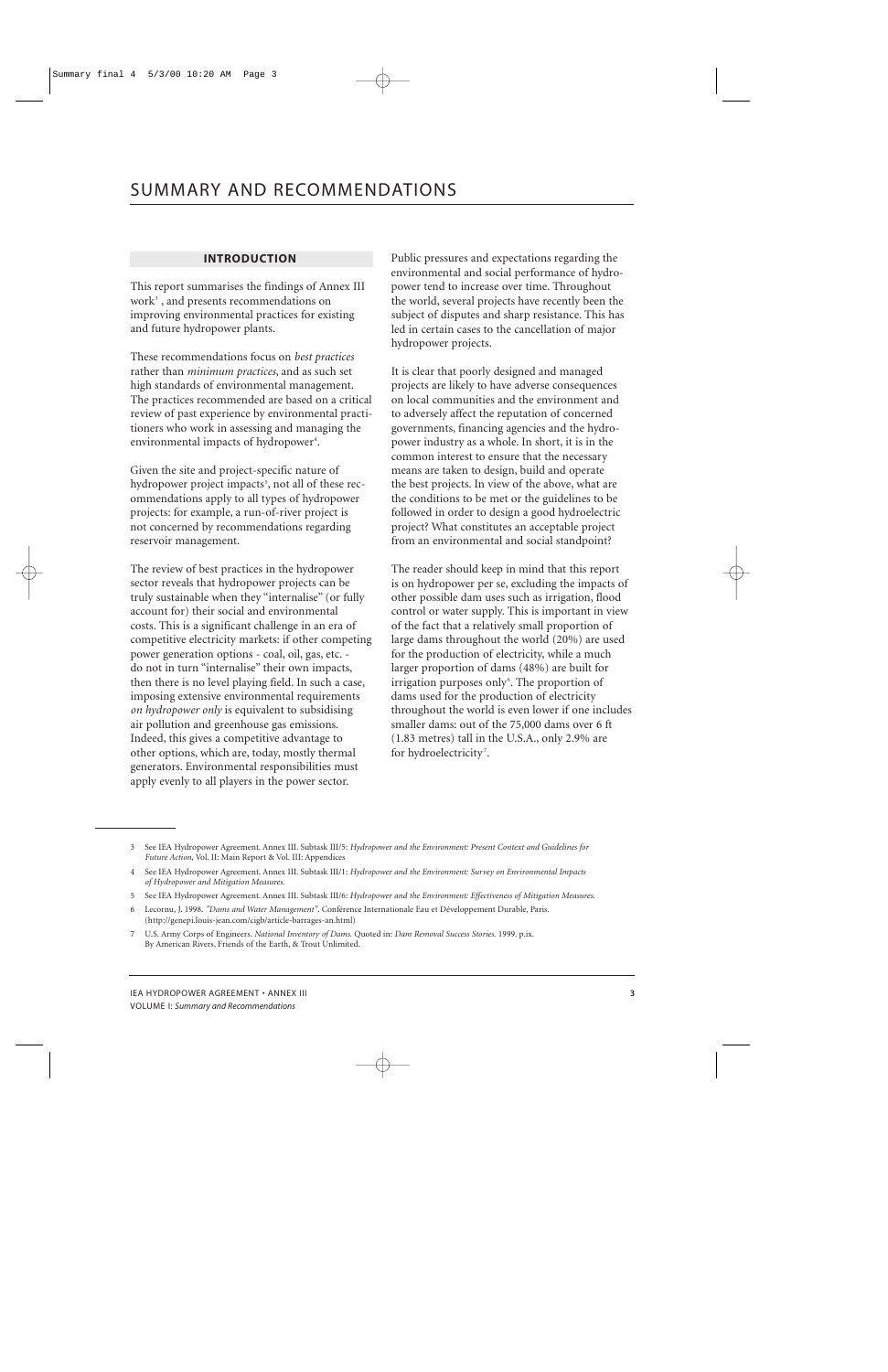# SUMMARY AND RECOMMENDATIONS

## INTRODUCTION

This report summarises the findings of Annex III work[3], and presents recommendations on improving environmental practices for existing and future hydropower plants.

These recommendations focus on *best practices* rather than *minimum practices*, and as such set high standards of environmental management. The practices recommended are based on a critical review of past experience by environmental practitioners who work in assessing and managing the environmental impacts of hydropower[4].

Given the site and project-specific nature of hydropower project impacts[5], not all of these recommendations apply to all types of hydropower projects: for example, a run-of-river project is not concerned by recommendations regarding reservoir management.

The review of best practices in the hydropower sector reveals that hydropower projects can be truly sustainable when they "internalise" (or fully account for) their social and environmental costs. This is a significant challenge in an era of competitive electricity markets: if other competing power generation options - coal, oil, gas, etc. - do not in turn "internalise" their own impacts, then there is no level playing field. In such a case, imposing extensive environmental requirements *on hydropower only* is equivalent to subsidising air pollution and greenhouse gas emissions. Indeed, this gives a competitive advantage to other options, which are, today, mostly thermal generators. Environmental responsibilities must apply evenly to all players in the power sector.

Public pressures and expectations regarding the environmental and social performance of hydropower tend to increase over time. Throughout the world, several projects have recently been the subject of disputes and sharp resistance. This has led in certain cases to the cancellation of major hydropower projects.

It is clear that poorly designed and managed projects are likely to have adverse consequences on local communities and the environment and to adversely affect the reputation of concerned governments, financing agencies and the hydropower industry as a whole. In short, it is in the common interest to ensure that the necessary means are taken to design, build and operate the best projects. In view of the above, what are the conditions to be met or the guidelines to be followed in order to design a good hydroelectric project? What constitutes an acceptable project from an environmental and social standpoint?

The reader should keep in mind that this report is on hydropower per se, excluding the impacts of other possible dam uses such as irrigation, flood control or water supply. This is important in view of the fact that a relatively small proportion of large dams throughout the world (20%) are used for the production of electricity, while a much larger proportion of dams (48%) are built for irrigation purposes only[6]. The proportion of dams used for the production of electricity throughout the world is even lower if one includes smaller dams: out of the 75,000 dams over 6 ft (1.83 metres) tall in the U.S.A., only 2.9% are for hydroelectricity[7].

---

3 See IEA Hydropower Agreement. Annex III. Subtask III/5: *Hydropower and the Environment: Present Context and Guidelines for Future Action*, Vol. II: Main Report & Vol. III: Appendices

4 See IEA Hydropower Agreement. Annex III. Subtask III/1: *Hydropower and the Environment: Survey on Environmental Impacts of Hydropower and Mitigation Measures.*

5 See IEA Hydropower Agreement. Annex III. Subtask III/6: *Hydropower and the Environment: Effectiveness of Mitigation Measures.*

6 Lecornu, J. 1998. *"Dams and Water Management"*. Conférence Internationale Eau et Développement Durable, Paris. (http://genepi.louis-jean.com/cigb/article-barrages-an.html)

7 U.S. Army Corps of Engineers. *National Inventory of Dams.* Quoted in: *Dam Removal Success Stories.* 1999. p.ix. By American Rivers, Friends of the Earth, & Trout Unlimited.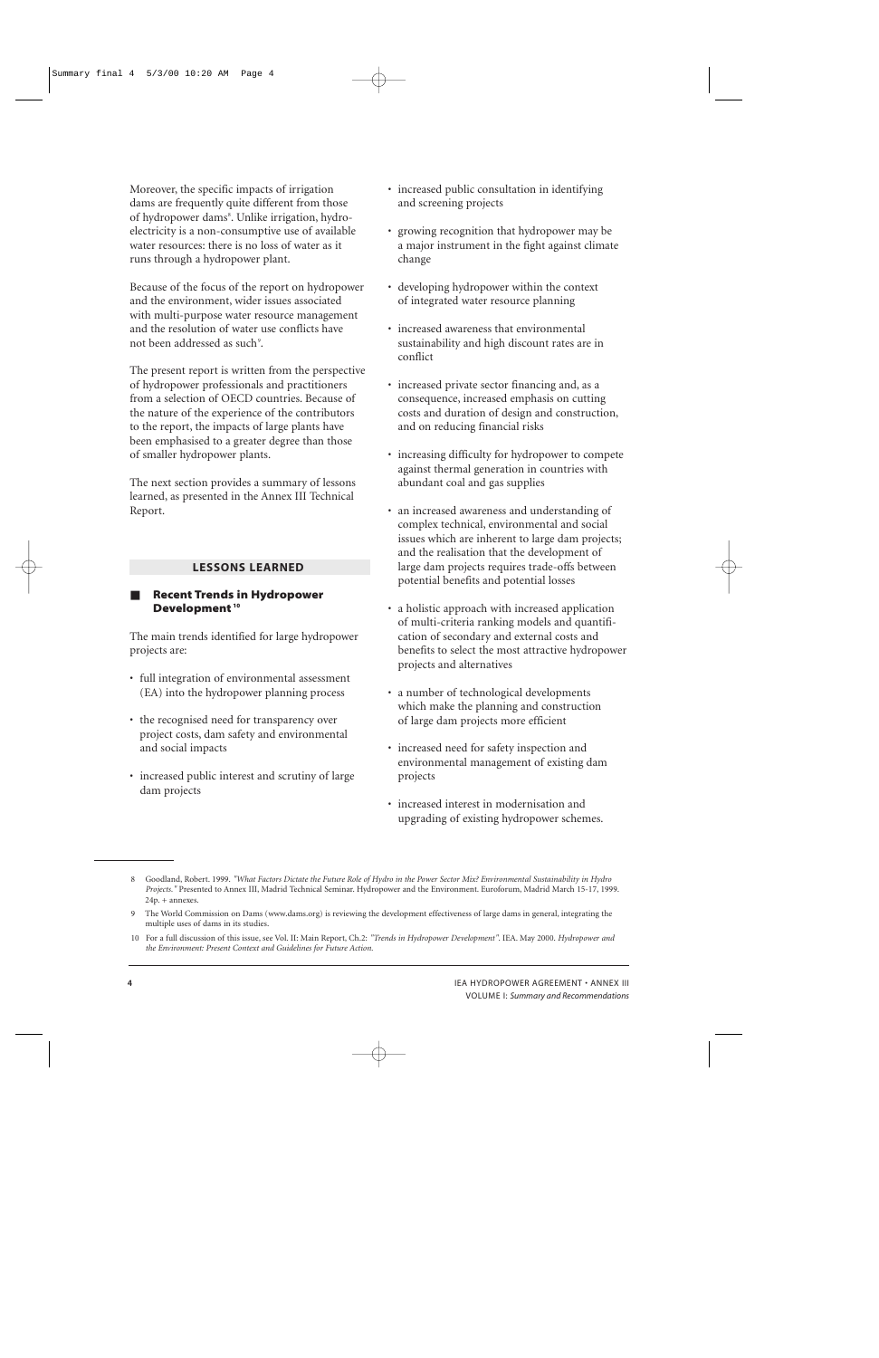Moreover, the specific impacts of irrigation dams are frequently quite different from those of hydropower dams[8]. Unlike irrigation, hydroelectricity is a non-consumptive use of available water resources: there is no loss of water as it runs through a hydropower plant.

Because of the focus of the report on hydropower and the environment, wider issues associated with multi-purpose water resource management and the resolution of water use conflicts have not been addressed as such[9].

The present report is written from the perspective of hydropower professionals and practitioners from a selection of OECD countries. Because of the nature of the experience of the contributors to the report, the impacts of large plants have been emphasised to a greater degree than those of smaller hydropower plants.

The next section provides a summary of lessons learned, as presented in the Annex III Technical Report.

## LESSONS LEARNED

### Recent Trends in Hydropower Development[10]

The main trends identified for large hydropower projects are:

- full integration of environmental assessment (EA) into the hydropower planning process
- the recognised need for transparency over project costs, dam safety and environmental and social impacts
- increased public interest and scrutiny of large dam projects
- increased public consultation in identifying and screening projects
- growing recognition that hydropower may be a major instrument in the fight against climate change
- developing hydropower within the context of integrated water resource planning
- increased awareness that environmental sustainability and high discount rates are in conflict
- increased private sector financing and, as a consequence, increased emphasis on cutting costs and duration of design and construction, and on reducing financial risks
- increasing difficulty for hydropower to compete against thermal generation in countries with abundant coal and gas supplies
- an increased awareness and understanding of complex technical, environmental and social issues which are inherent to large dam projects; and the realisation that the development of large dam projects requires trade-offs between potential benefits and potential losses
- a holistic approach with increased application of multi-criteria ranking models and quantification of secondary and external costs and benefits to select the most attractive hydropower projects and alternatives
- a number of technological developments which make the planning and construction of large dam projects more efficient
- increased need for safety inspection and environmental management of existing dam projects
- increased interest in modernisation and upgrading of existing hydropower schemes.

---

8 Goodland, Robert. 1999. *"What Factors Dictate the Future Role of Hydro in the Power Sector Mix? Environmental Sustainability in Hydro Projects."* Presented to Annex III, Madrid Technical Seminar. Hydropower and the Environment. Euroforum, Madrid March 15-17, 1999. 24p. + annexes.

9 The World Commission on Dams (www.dams.org) is reviewing the development effectiveness of large dams in general, integrating the multiple uses of dams in its studies.

10 For a full discussion of this issue, see Vol. II: Main Report, Ch.2: *"Trends in Hydropower Development"*. IEA. May 2000. *Hydropower and the Environment: Present Context and Guidelines for Future Action.*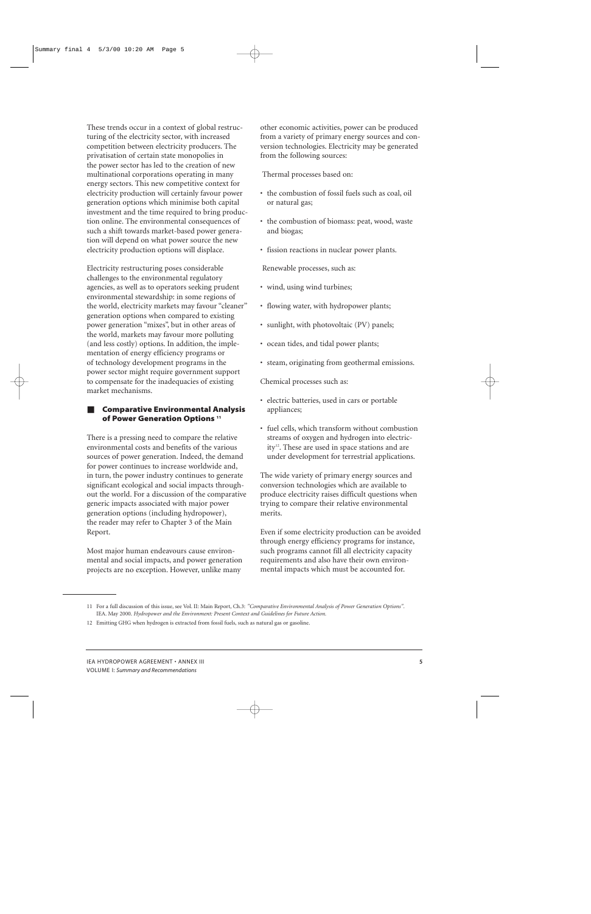These trends occur in a context of global restructuring of the electricity sector, with increased competition between electricity producers. The privatisation of certain state monopolies in the power sector has led to the creation of new multinational corporations operating in many energy sectors. This new competitive context for electricity production will certainly favour power generation options which minimise both capital investment and the time required to bring production online. The environmental consequences of such a shift towards market-based power generation will depend on what power source the new electricity production options will displace.

Electricity restructuring poses considerable challenges to the environmental regulatory agencies, as well as to operators seeking prudent environmental stewardship: in some regions of the world, electricity markets may favour "cleaner" generation options when compared to existing power generation "mixes", but in other areas of the world, markets may favour more polluting (and less costly) options. In addition, the implementation of energy efficiency programs or of technology development programs in the power sector might require government support to compensate for the inadequacies of existing market mechanisms.

## Comparative Environmental Analysis of Power Generation Options [11]

There is a pressing need to compare the relative environmental costs and benefits of the various sources of power generation. Indeed, the demand for power continues to increase worldwide and, in turn, the power industry continues to generate significant ecological and social impacts throughout the world. For a discussion of the comparative generic impacts associated with major power generation options (including hydropower), the reader may refer to Chapter 3 of the Main Report.

Most major human endeavours cause environmental and social impacts, and power generation projects are no exception. However, unlike many other economic activities, power can be produced from a variety of primary energy sources and conversion technologies. Electricity may be generated from the following sources:

Thermal processes based on:

- the combustion of fossil fuels such as coal, oil or natural gas;
- the combustion of biomass: peat, wood, waste and biogas;
- fission reactions in nuclear power plants.

Renewable processes, such as:

- wind, using wind turbines;
- flowing water, with hydropower plants;
- sunlight, with photovoltaic (PV) panels;
- ocean tides, and tidal power plants;
- steam, originating from geothermal emissions.

Chemical processes such as:

- electric batteries, used in cars or portable appliances;
- fuel cells, which transform without combustion streams of oxygen and hydrogen into electricity[12]. These are used in space stations and are under development for terrestrial applications.

The wide variety of primary energy sources and conversion technologies which are available to produce electricity raises difficult questions when trying to compare their relative environmental merits.

Even if some electricity production can be avoided through energy efficiency programs for instance, such programs cannot fill all electricity capacity requirements and also have their own environmental impacts which must be accounted for.

---

11 For a full discussion of this issue, see Vol. II: Main Report, Ch.3: *"Comparative Environmental Analysis of Power Generation Options".* IEA. May 2000. *Hydropower and the Environment: Present Context and Guidelines for Future Action.*

12 Emitting GHG when hydrogen is extracted from fossil fuels, such as natural gas or gasoline.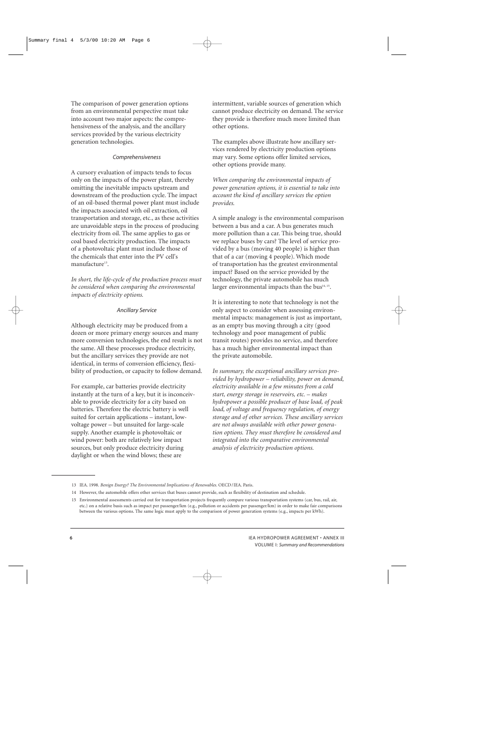The comparison of power generation options from an environmental perspective must take into account two major aspects: the comprehensiveness of the analysis, and the ancillary services provided by the various electricity generation technologies.

### *Comprehensiveness*

A cursory evaluation of impacts tends to focus only on the impacts of the power plant, thereby omitting the inevitable impacts upstream and downstream of the production cycle. The impact of an oil-based thermal power plant must include the impacts associated with oil extraction, oil transportation and storage, etc., as these activities are unavoidable steps in the process of producing electricity from oil. The same applies to gas or coal based electricity production. The impacts of a photovoltaic plant must include those of the chemicals that enter into the PV cell's manufacture[13].

*In short, the life-cycle of the production process must be considered when comparing the environmental impacts of electricity options.*

### *Ancillary Service*

Although electricity may be produced from a dozen or more primary energy sources and many more conversion technologies, the end result is not the same. All these processes produce electricity, but the ancillary services they provide are not identical, in terms of conversion efficiency, flexibility of production, or capacity to follow demand.

For example, car batteries provide electricity instantly at the turn of a key, but it is inconceivable to provide electricity for a city based on batteries. Therefore the electric battery is well suited for certain applications – instant, low-voltage power – but unsuited for large-scale supply. Another example is photovoltaic or wind power: both are relatively low impact sources, but only produce electricity during daylight or when the wind blows; these are intermittent, variable sources of generation which cannot produce electricity on demand. The service they provide is therefore much more limited than other options.

The examples above illustrate how ancillary services rendered by electricity production options may vary. Some options offer limited services, other options provide many.

*When comparing the environmental impacts of power generation options, it is essential to take into account the kind of ancillary services the option provides.*

A simple analogy is the environmental comparison between a bus and a car. A bus generates much more pollution than a car. This being true, should we replace buses by cars? The level of service provided by a bus (moving 40 people) is higher than that of a car (moving 4 people). Which mode of transportation has the greatest environmental impact? Based on the service provided by the technology, the private automobile has much larger environmental impacts than the bus[14, 15].

It is interesting to note that technology is not the only aspect to consider when assessing environmental impacts: management is just as important, as an empty bus moving through a city (good technology and poor management of public transit routes) provides no service, and therefore has a much higher environmental impact than the private automobile.

*In summary, the exceptional ancillary services provided by hydropower – reliability, power on demand, electricity available in a few minutes from a cold start, energy storage in reservoirs, etc. – makes hydropower a possible producer of base load, of peak load, of voltage and frequency regulation, of energy storage and of other services. These ancillary services are not always available with other power generation options. They must therefore be considered and integrated into the comparative environmental analysis of electricity production options.*

---

13 IEA. 1998. *Benign Energy? The Environmental Implications of Renewables*. OECD/IEA. Paris.

14 However, the automobile offers other services that buses cannot provide, such as flexibility of destination and schedule.

15 Environmental assessments carried out for transportation projects frequently compare various transportation systems (car, bus, rail, air, etc.) on a relative basis such as impact per passenger/km (e.g., pollution or accidents per passenger/km) in order to make fair comparisons between the various options. The same logic must apply to the comparison of power generation systems (e.g., impacts per kWh).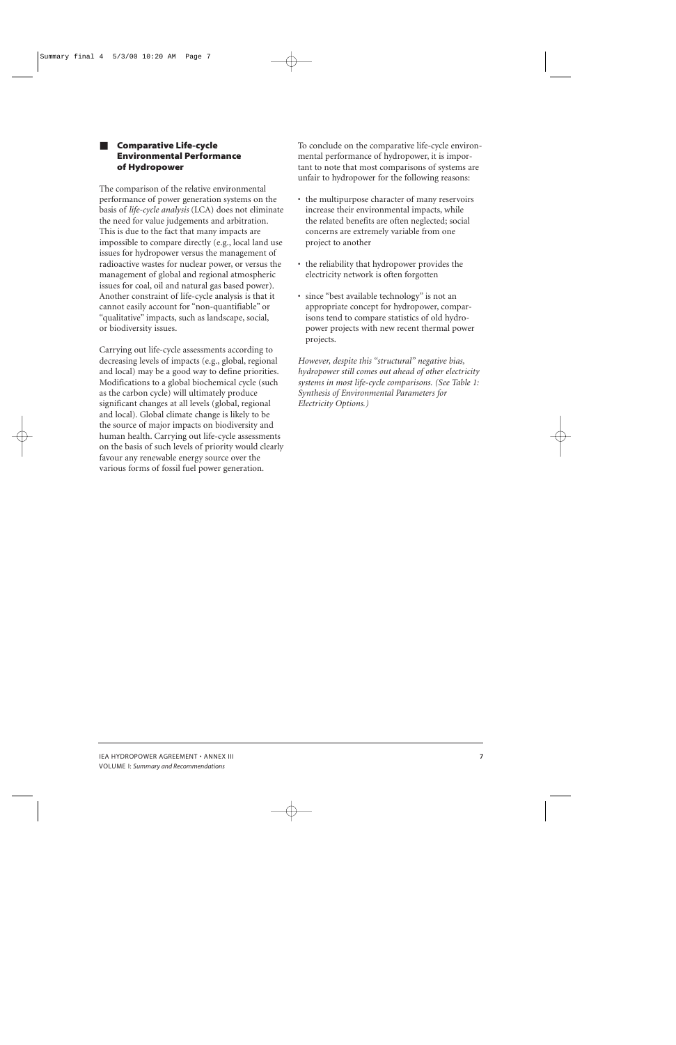## Comparative Life-cycle Environmental Performance of Hydropower

The comparison of the relative environmental performance of power generation systems on the basis of *life-cycle analysis* (LCA) does not eliminate the need for value judgements and arbitration. This is due to the fact that many impacts are impossible to compare directly (e.g., local land use issues for hydropower versus the management of radioactive wastes for nuclear power, or versus the management of global and regional atmospheric issues for coal, oil and natural gas based power). Another constraint of life-cycle analysis is that it cannot easily account for "non-quantifiable" or "qualitative" impacts, such as landscape, social, or biodiversity issues.

Carrying out life-cycle assessments according to decreasing levels of impacts (e.g., global, regional and local) may be a good way to define priorities. Modifications to a global biochemical cycle (such as the carbon cycle) will ultimately produce significant changes at all levels (global, regional and local). Global climate change is likely to be the source of major impacts on biodiversity and human health. Carrying out life-cycle assessments on the basis of such levels of priority would clearly favour any renewable energy source over the various forms of fossil fuel power generation.

To conclude on the comparative life-cycle environmental performance of hydropower, it is important to note that most comparisons of systems are unfair to hydropower for the following reasons:

- the multipurpose character of many reservoirs increase their environmental impacts, while the related benefits are often neglected; social concerns are extremely variable from one project to another
- the reliability that hydropower provides the electricity network is often forgotten
- since "best available technology" is not an appropriate concept for hydropower, comparisons tend to compare statistics of old hydropower projects with new recent thermal power projects.

*However, despite this "structural" negative bias, hydropower still comes out ahead of other electricity systems in most life-cycle comparisons. (See Table 1: Synthesis of Environmental Parameters for Electricity Options.)*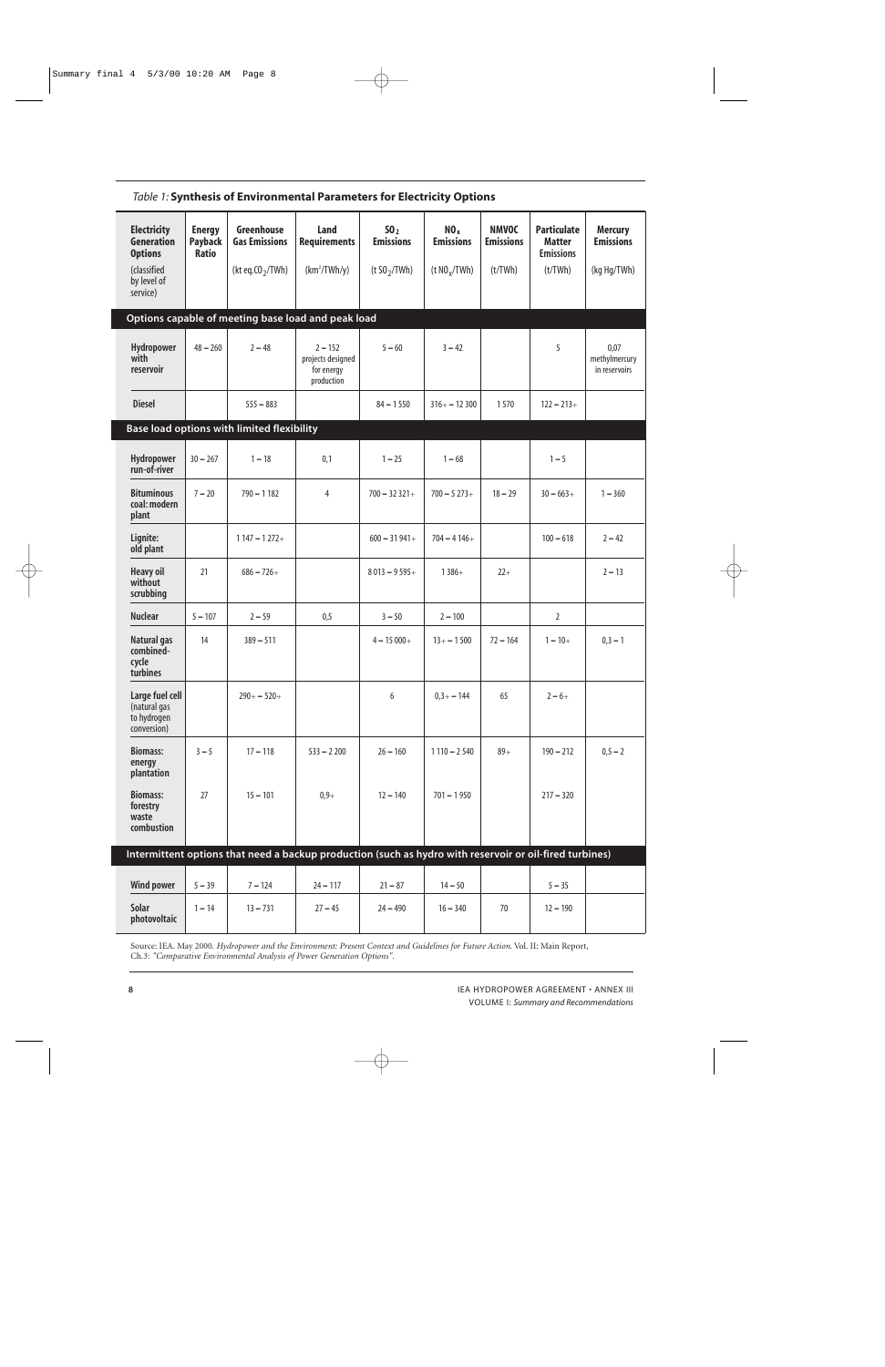*Table 1:* **Synthesis of Environmental Parameters for Electricity Options**

| Electricity Generation Options (classified by level of service) | Energy Payback Ratio | Greenhouse Gas Emissions (kt eq.$CO_2$/TWh) | Land Requirements ($km^2$/TWh/y) | $SO_2$ Emissions (t $SO_2$/TWh) | $NO_x$ Emissions (t $NO_x$/TWh) | NMVOC Emissions (t/TWh) | Particulate Matter Emissions (t/TWh) | Mercury Emissions (kg Hg/TWh) |
|---|---|---|---|---|---|---|---|---|
| **Options capable of meeting base load and peak load** | | | | | | | | |
| **Hydropower with reservoir** | 48 – 260 | 2 – 48 | 2 – 152 projects designed for energy production | 5 – 60 | 3 – 42 | | 5 | 0,07 methylmercury in reservoirs |
| **Diesel** | | 555 – 883 | | 84 – 1 550 | 316+ – 12 300 | 1 570 | 122 – 213+ | |
| **Base load options with limited flexibility** | | | | | | | | |
| **Hydropower run-of-river** | 30 – 267 | 1 – 18 | 0,1 | 1 – 25 | 1 – 68 | | 1 – 5 | |
| **Bituminous coal: modern plant** | 7 – 20 | 790 – 1 182 | 4 | 700 – 32 321+ | 700 – 5 273+ | 18 – 29 | 30 – 663+ | 1 – 360 |
| **Lignite: old plant** | | 1 147 – 1 272+ | | 600 – 31 941+ | 704 – 4 146+ | | 100 – 618 | 2 – 42 |
| **Heavy oil without scrubbing** | 21 | 686 – 726+ | | 8 013 – 9 595+ | 1 386+ | 22+ | | 2 – 13 |
| **Nuclear** | 5 – 107 | 2 – 59 | 0,5 | 3 – 50 | 2 – 100 | | 2 | |
| **Natural gas combined-cycle turbines** | 14 | 389 – 511 | | 4 – 15 000+ | 13+ – 1 500 | 72 – 164 | 1 – 10+ | 0,3 – 1 |
| **Large fuel cell** (natural gas to hydrogen conversion) | | 290+ – 520+ | | 6 | 0,3+ – 144 | 65 | 2 – 6+ | |
| **Biomass: energy plantation** | 3 – 5 | 17 – 118 | 533 – 2 200 | 26 – 160 | 1 110 – 2 540 | 89+ | 190 – 212 | 0,5 – 2 |
| **Biomass: forestry waste combustion** | 27 | 15 – 101 | 0,9+ | 12 – 140 | 701 – 1 950 | | 217 – 320 | |
| **Intermittent options that need a backup production (such as hydro with reservoir or oil-fired turbines)** | | | | | | | | |
| **Wind power** | 5 – 39 | 7 – 124 | 24 – 117 | 21 – 87 | 14 – 50 | | 5 – 35 | |
| **Solar photovoltaic** | 1 – 14 | 13 – 731 | 27 – 45 | 24 – 490 | 16 – 340 | 70 | 12 – 190 | |

Source: IEA. May 2000. *Hydropower and the Environment: Present Context and Guidelines for Future Action.* Vol. II: Main Report, Ch.3: *"Comparative Environmental Analysis of Power Generation Options".*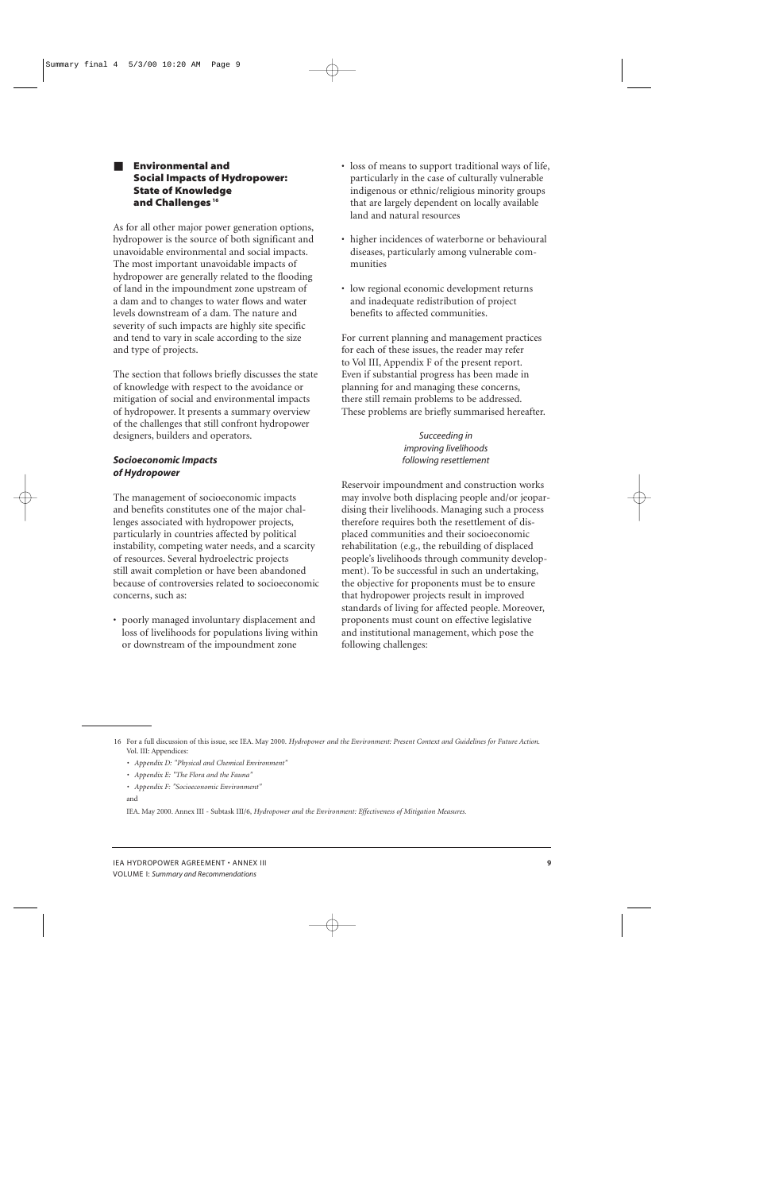## Environmental and Social Impacts of Hydropower: State of Knowledge and Challenges [16]

As for all other major power generation options, hydropower is the source of both significant and unavoidable environmental and social impacts. The most important unavoidable impacts of hydropower are generally related to the flooding of land in the impoundment zone upstream of a dam and to changes to water flows and water levels downstream of a dam. The nature and severity of such impacts are highly site specific and tend to vary in scale according to the size and type of projects.

The section that follows briefly discusses the state of knowledge with respect to the avoidance or mitigation of social and environmental impacts of hydropower. It presents a summary overview of the challenges that still confront hydropower designers, builders and operators.

### *Socioeconomic Impacts of Hydropower*

The management of socioeconomic impacts and benefits constitutes one of the major challenges associated with hydropower projects, particularly in countries affected by political instability, competing water needs, and a scarcity of resources. Several hydroelectric projects still await completion or have been abandoned because of controversies related to socioeconomic concerns, such as:

- poorly managed involuntary displacement and loss of livelihoods for populations living within or downstream of the impoundment zone
- loss of means to support traditional ways of life, particularly in the case of culturally vulnerable indigenous or ethnic/religious minority groups that are largely dependent on locally available land and natural resources
- higher incidences of waterborne or behavioural diseases, particularly among vulnerable communities
- low regional economic development returns and inadequate redistribution of project benefits to affected communities.

For current planning and management practices for each of these issues, the reader may refer to Vol III, Appendix F of the present report. Even if substantial progress has been made in planning for and managing these concerns, there still remain problems to be addressed. These problems are briefly summarised hereafter.

#### *Succeeding in improving livelihoods following resettlement*

Reservoir impoundment and construction works may involve both displacing people and/or jeopardising their livelihoods. Managing such a process therefore requires both the resettlement of displaced communities and their socioeconomic rehabilitation (e.g., the rebuilding of displaced people's livelihoods through community development). To be successful in such an undertaking, the objective for proponents must be to ensure that hydropower projects result in improved standards of living for affected people. Moreover, proponents must count on effective legislative and institutional management, which pose the following challenges:

---

16 For a full discussion of this issue, see IEA. May 2000. *Hydropower and the Environment: Present Context and Guidelines for Future Action.* Vol. III: Appendices:

- *Appendix D: "Physical and Chemical Environment"*
- *Appendix E: "The Flora and the Fauna"*
- *Appendix F: "Socioeconomic Environment"*

and

IEA. May 2000. Annex III - Subtask III/6, *Hydropower and the Environment: Effectiveness of Mitigation Measures.*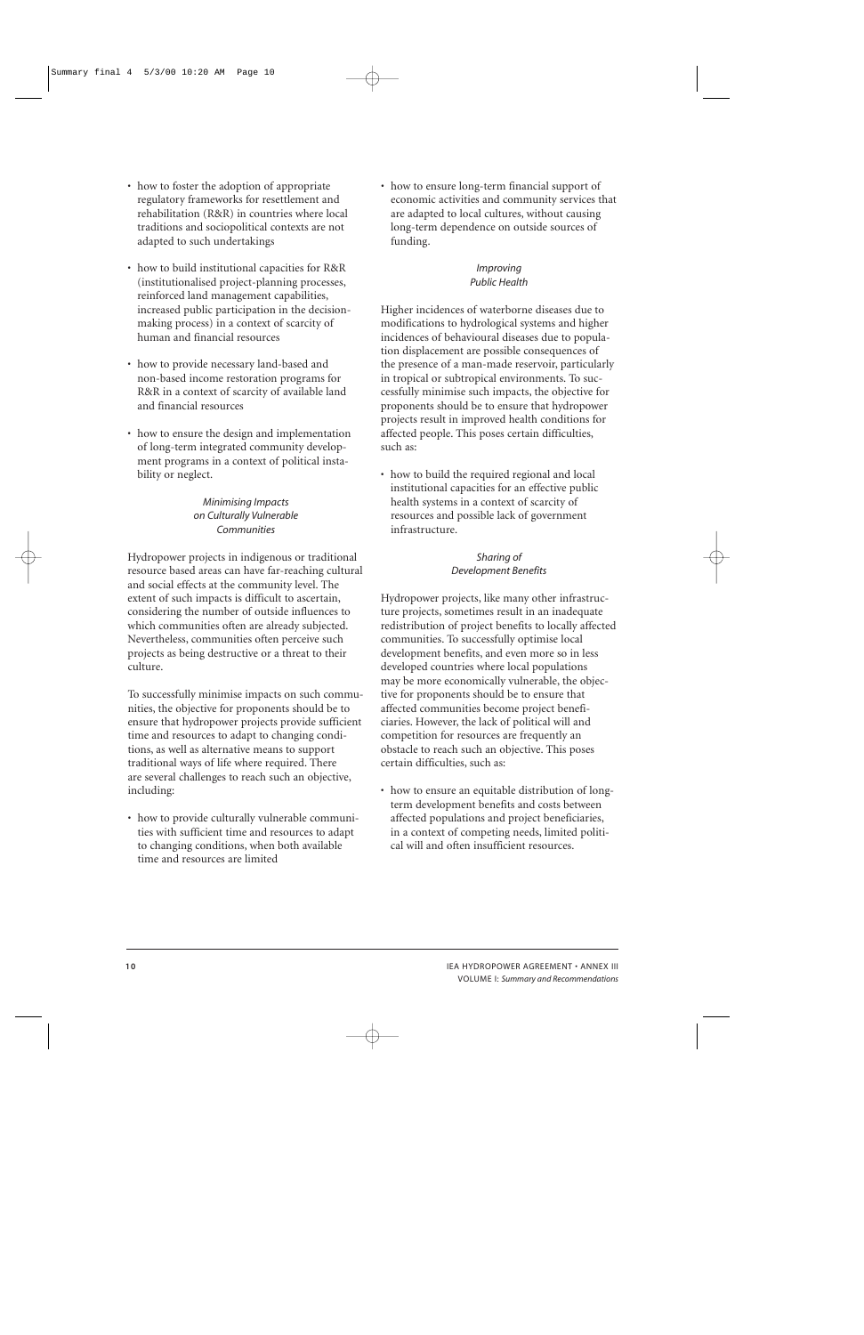- how to foster the adoption of appropriate regulatory frameworks for resettlement and rehabilitation (R&R) in countries where local traditions and sociopolitical contexts are not adapted to such undertakings
- how to build institutional capacities for R&R (institutionalised project-planning processes, reinforced land management capabilities, increased public participation in the decision-making process) in a context of scarcity of human and financial resources
- how to provide necessary land-based and non-based income restoration programs for R&R in a context of scarcity of available land and financial resources
- how to ensure the design and implementation of long-term integrated community development programs in a context of political instability or neglect.

### *Minimising Impacts on Culturally Vulnerable Communities*

Hydropower projects in indigenous or traditional resource based areas can have far-reaching cultural and social effects at the community level. The extent of such impacts is difficult to ascertain, considering the number of outside influences to which communities often are already subjected. Nevertheless, communities often perceive such projects as being destructive or a threat to their culture.

To successfully minimise impacts on such communities, the objective for proponents should be to ensure that hydropower projects provide sufficient time and resources to adapt to changing conditions, as well as alternative means to support traditional ways of life where required. There are several challenges to reach such an objective, including:

- how to provide culturally vulnerable communities with sufficient time and resources to adapt to changing conditions, when both available time and resources are limited
- how to ensure long-term financial support of economic activities and community services that are adapted to local cultures, without causing long-term dependence on outside sources of funding.

### *Improving Public Health*

Higher incidences of waterborne diseases due to modifications to hydrological systems and higher incidences of behavioural diseases due to population displacement are possible consequences of the presence of a man-made reservoir, particularly in tropical or subtropical environments. To successfully minimise such impacts, the objective for proponents should be to ensure that hydropower projects result in improved health conditions for affected people. This poses certain difficulties, such as:

- how to build the required regional and local institutional capacities for an effective public health systems in a context of scarcity of resources and possible lack of government infrastructure.

### *Sharing of Development Benefits*

Hydropower projects, like many other infrastructure projects, sometimes result in an inadequate redistribution of project benefits to locally affected communities. To successfully optimise local development benefits, and even more so in less developed countries where local populations may be more economically vulnerable, the objective for proponents should be to ensure that affected communities become project beneficiaries. However, the lack of political will and competition for resources are frequently an obstacle to reach such an objective. This poses certain difficulties, such as:

- how to ensure an equitable distribution of long-term development benefits and costs between affected populations and project beneficiaries, in a context of competing needs, limited political will and often insufficient resources.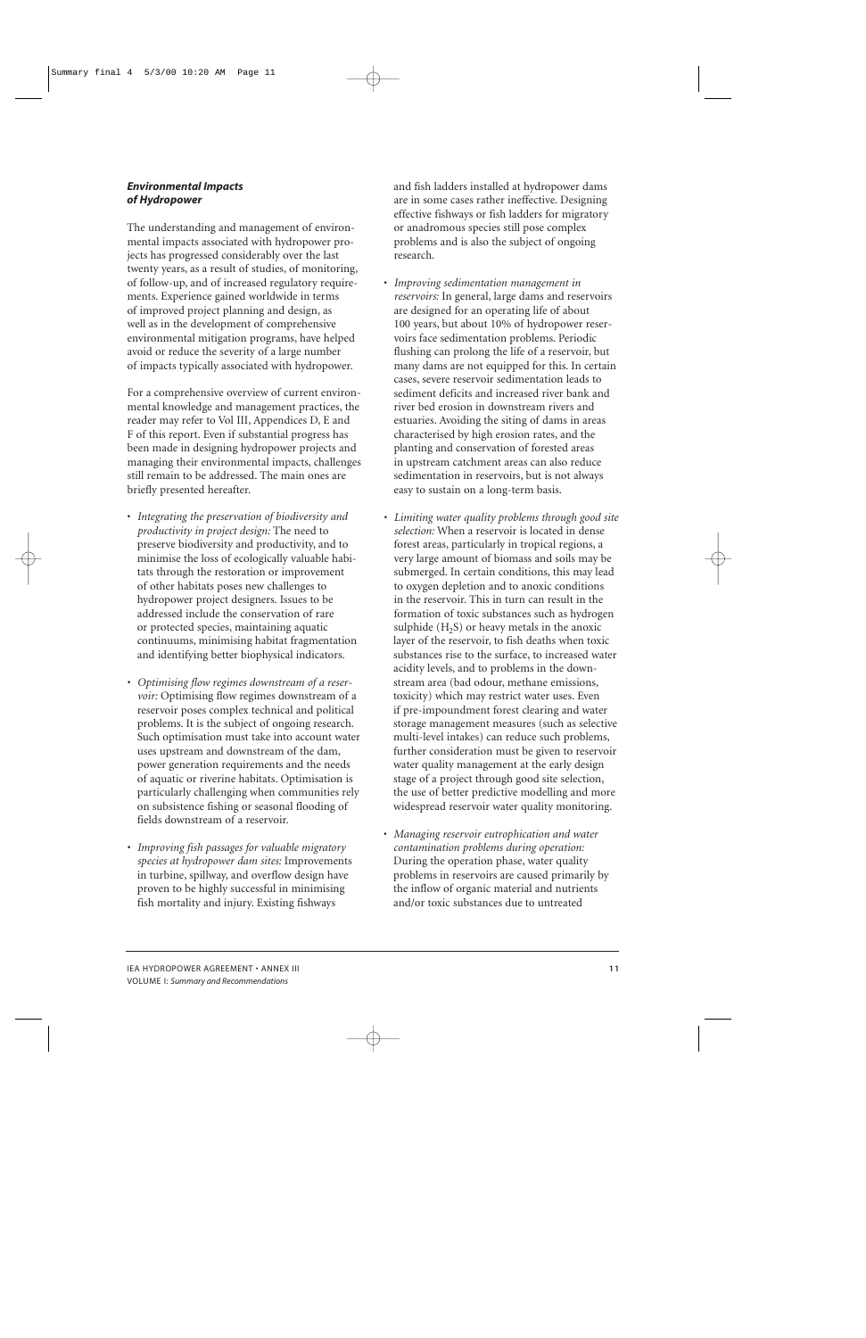### *Environmental Impacts of Hydropower*

The understanding and management of environmental impacts associated with hydropower projects has progressed considerably over the last twenty years, as a result of studies, of monitoring, of follow-up, and of increased regulatory requirements. Experience gained worldwide in terms of improved project planning and design, as well as in the development of comprehensive environmental mitigation programs, have helped avoid or reduce the severity of a large number of impacts typically associated with hydropower.

For a comprehensive overview of current environmental knowledge and management practices, the reader may refer to Vol III, Appendices D, E and F of this report. Even if substantial progress has been made in designing hydropower projects and managing their environmental impacts, challenges still remain to be addressed. The main ones are briefly presented hereafter.

- *Integrating the preservation of biodiversity and productivity in project design:* The need to preserve biodiversity and productivity, and to minimise the loss of ecologically valuable habitats through the restoration or improvement of other habitats poses new challenges to hydropower project designers. Issues to be addressed include the conservation of rare or protected species, maintaining aquatic continuums, minimising habitat fragmentation and identifying better biophysical indicators.

- *Optimising flow regimes downstream of a reservoir:* Optimising flow regimes downstream of a reservoir poses complex technical and political problems. It is the subject of ongoing research. Such optimisation must take into account water uses upstream and downstream of the dam, power generation requirements and the needs of aquatic or riverine habitats. Optimisation is particularly challenging when communities rely on subsistence fishing or seasonal flooding of fields downstream of a reservoir.

- *Improving fish passages for valuable migratory species at hydropower dam sites:* Improvements in turbine, spillway, and overflow design have proven to be highly successful in minimising fish mortality and injury. Existing fishways and fish ladders installed at hydropower dams are in some cases rather ineffective. Designing effective fishways or fish ladders for migratory or anadromous species still pose complex problems and is also the subject of ongoing research.

- *Improving sedimentation management in reservoirs:* In general, large dams and reservoirs are designed for an operating life of about 100 years, but about 10% of hydropower reservoirs face sedimentation problems. Periodic flushing can prolong the life of a reservoir, but many dams are not equipped for this. In certain cases, severe reservoir sedimentation leads to sediment deficits and increased river bank and river bed erosion in downstream rivers and estuaries. Avoiding the siting of dams in areas characterised by high erosion rates, and the planting and conservation of forested areas in upstream catchment areas can also reduce sedimentation in reservoirs, but is not always easy to sustain on a long-term basis.

- *Limiting water quality problems through good site selection:* When a reservoir is located in dense forest areas, particularly in tropical regions, a very large amount of biomass and soils may be submerged. In certain conditions, this may lead to oxygen depletion and to anoxic conditions in the reservoir. This in turn can result in the formation of toxic substances such as hydrogen sulphide ($H_2S$) or heavy metals in the anoxic layer of the reservoir, to fish deaths when toxic substances rise to the surface, to increased water acidity levels, and to problems in the downstream area (bad odour, methane emissions, toxicity) which may restrict water uses. Even if pre-impoundment forest clearing and water storage management measures (such as selective multi-level intakes) can reduce such problems, further consideration must be given to reservoir water quality management at the early design stage of a project through good site selection, the use of better predictive modelling and more widespread reservoir water quality monitoring.

- *Managing reservoir eutrophication and water contamination problems during operation:* During the operation phase, water quality problems in reservoirs are caused primarily by the inflow of organic material and nutrients and/or toxic substances due to untreated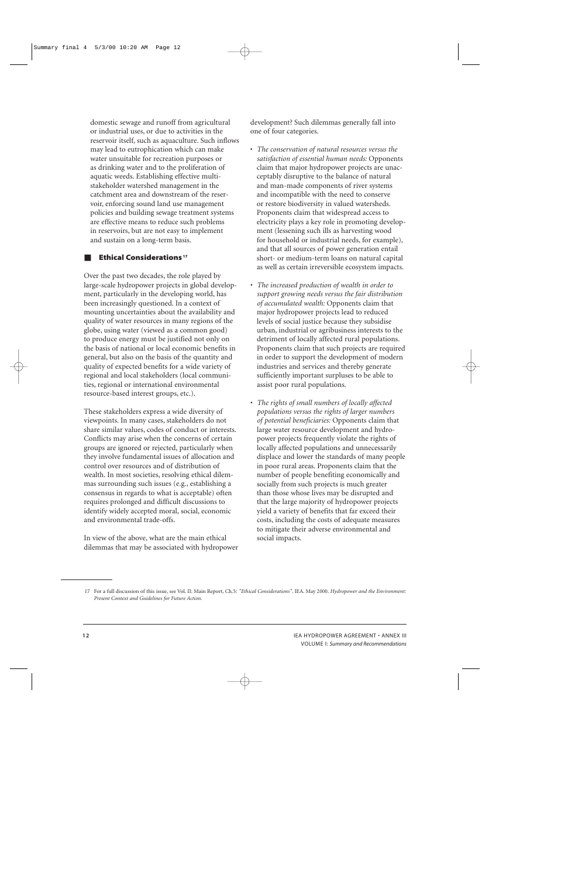domestic sewage and runoff from agricultural or industrial uses, or due to activities in the reservoir itself, such as aquaculture. Such inflows may lead to eutrophication which can make water unsuitable for recreation purposes or as drinking water and to the proliferation of aquatic weeds. Establishing effective multi-stakeholder watershed management in the catchment area and downstream of the reservoir, enforcing sound land use management policies and building sewage treatment systems are effective means to reduce such problems in reservoirs, but are not easy to implement and sustain on a long-term basis.

## Ethical Considerations[17]

Over the past two decades, the role played by large-scale hydropower projects in global development, particularly in the developing world, has been increasingly questioned. In a context of mounting uncertainties about the availability and quality of water resources in many regions of the globe, using water (viewed as a common good) to produce energy must be justified not only on the basis of national or local economic benefits in general, but also on the basis of the quantity and quality of expected benefits for a wide variety of regional and local stakeholders (local communities, regional or international environmental resource-based interest groups, etc.).

These stakeholders express a wide diversity of viewpoints. In many cases, stakeholders do not share similar values, codes of conduct or interests. Conflicts may arise when the concerns of certain groups are ignored or rejected, particularly when they involve fundamental issues of allocation and control over resources and of distribution of wealth. In most societies, resolving ethical dilemmas surrounding such issues (e.g., establishing a consensus in regards to what is acceptable) often requires prolonged and difficult discussions to identify widely accepted moral, social, economic and environmental trade-offs.

In view of the above, what are the main ethical dilemmas that may be associated with hydropower development? Such dilemmas generally fall into one of four categories.

- *The conservation of natural resources versus the satisfaction of essential human needs:* Opponents claim that major hydropower projects are unacceptably disruptive to the balance of natural and man-made components of river systems and incompatible with the need to conserve or restore biodiversity in valued watersheds. Proponents claim that widespread access to electricity plays a key role in promoting development (lessening such ills as harvesting wood for household or industrial needs, for example), and that all sources of power generation entail short- or medium-term loans on natural capital as well as certain irreversible ecosystem impacts.
- *The increased production of wealth in order to support growing needs versus the fair distribution of accumulated wealth:* Opponents claim that major hydropower projects lead to reduced levels of social justice because they subsidise urban, industrial or agribusiness interests to the detriment of locally affected rural populations. Proponents claim that such projects are required in order to support the development of modern industries and services and thereby generate sufficiently important surpluses to be able to assist poor rural populations.
- *The rights of small numbers of locally affected populations versus the rights of larger numbers of potential beneficiaries:* Opponents claim that large water resource development and hydropower projects frequently violate the rights of locally affected populations and unnecessarily displace and lower the standards of many people in poor rural areas. Proponents claim that the number of people benefiting economically and socially from such projects is much greater than those whose lives may be disrupted and that the large majority of hydropower projects yield a variety of benefits that far exceed their costs, including the costs of adequate measures to mitigate their adverse environmental and social impacts.

---

17 For a full discussion of this issue, see Vol. II: Main Report, Ch.5: *"Ethical Considerations"*. IEA. May 2000. *Hydropower and the Environment: Present Context and Guidelines for Future Action.*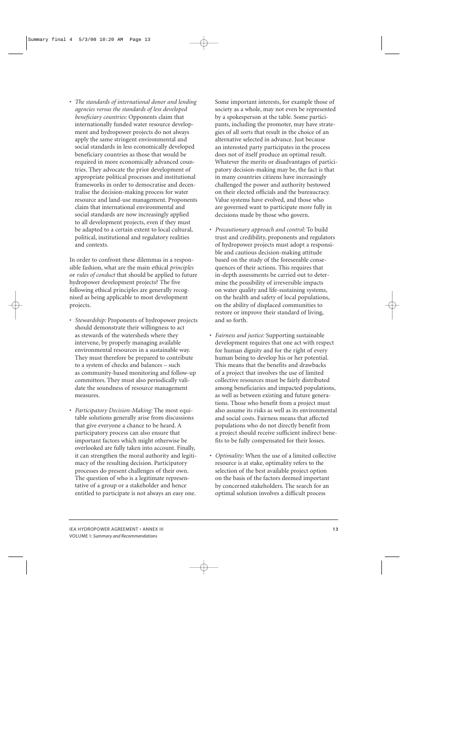- *The standards of international donor and lending agencies versus the standards of less developed beneficiary countries:* Opponents claim that internationally funded water resource development and hydropower projects do not always apply the same stringent environmental and social standards in less economically developed beneficiary countries as those that would be required in more economically advanced countries. They advocate the prior development of appropriate political processes and institutional frameworks in order to democratise and decentralise the decision-making process for water resource and land-use management. Proponents claim that international environmental and social standards are now increasingly applied to all development projects, even if they must be adapted to a certain extent to local cultural, political, institutional and regulatory realities and contexts.

In order to confront these dilemmas in a responsible fashion, what are the main ethical *principles* or *rules of conduct* that should be applied to future hydropower development projects? The five following ethical principles are generally recognised as being applicable to most development projects.

- *Stewardship:* Proponents of hydropower projects should demonstrate their willingness to act as stewards of the watersheds where they intervene, by properly managing available environmental resources in a sustainable way. They must therefore be prepared to contribute to a system of checks and balances – such as community-based monitoring and follow-up committees. They must also periodically validate the soundness of resource management measures.

- *Participatory Decision-Making:* The most equitable solutions generally arise from discussions that give everyone a chance to be heard. A participatory process can also ensure that important factors which might otherwise be overlooked are fully taken into account. Finally, it can strengthen the moral authority and legitimacy of the resulting decision. Participatory processes do present challenges of their own. The question of who is a legitimate representative of a group or a stakeholder and hence entitled to participate is not always an easy one. Some important interests, for example those of society as a whole, may not even be represented by a spokesperson at the table. Some participants, including the promoter, may have strategies of all sorts that result in the choice of an alternative selected in advance. Just because an interested party participates in the process does not of itself produce an optimal result. Whatever the merits or disadvantages of participatory decision-making may be, the fact is that in many countries citizens have increasingly challenged the power and authority bestowed on their elected officials and the bureaucracy. Value systems have evolved, and those who are governed want to participate more fully in decisions made by those who govern.

- *Precautionary approach and control:* To build trust and credibility, proponents and regulators of hydropower projects must adopt a responsible and cautious decision-making attitude based on the study of the foreseeable consequences of their actions. This requires that in-depth assessments be carried out to determine the possibility of irreversible impacts on water quality and life-sustaining systems, on the health and safety of local populations, on the ability of displaced communities to restore or improve their standard of living, and so forth.

- *Fairness and justice:* Supporting sustainable development requires that one act with respect for human dignity and for the right of every human being to develop his or her potential. This means that the benefits and drawbacks of a project that involves the use of limited collective resources must be fairly distributed among beneficiaries and impacted populations, as well as between existing and future generations. Those who benefit from a project must also assume its risks as well as its environmental and social costs. Fairness means that affected populations who do not directly benefit from a project should receive sufficient indirect benefits to be fully compensated for their losses.

- *Optimality:* When the use of a limited collective resource is at stake, optimality refers to the selection of the best available project option on the basis of the factors deemed important by concerned stakeholders. The search for an optimal solution involves a difficult process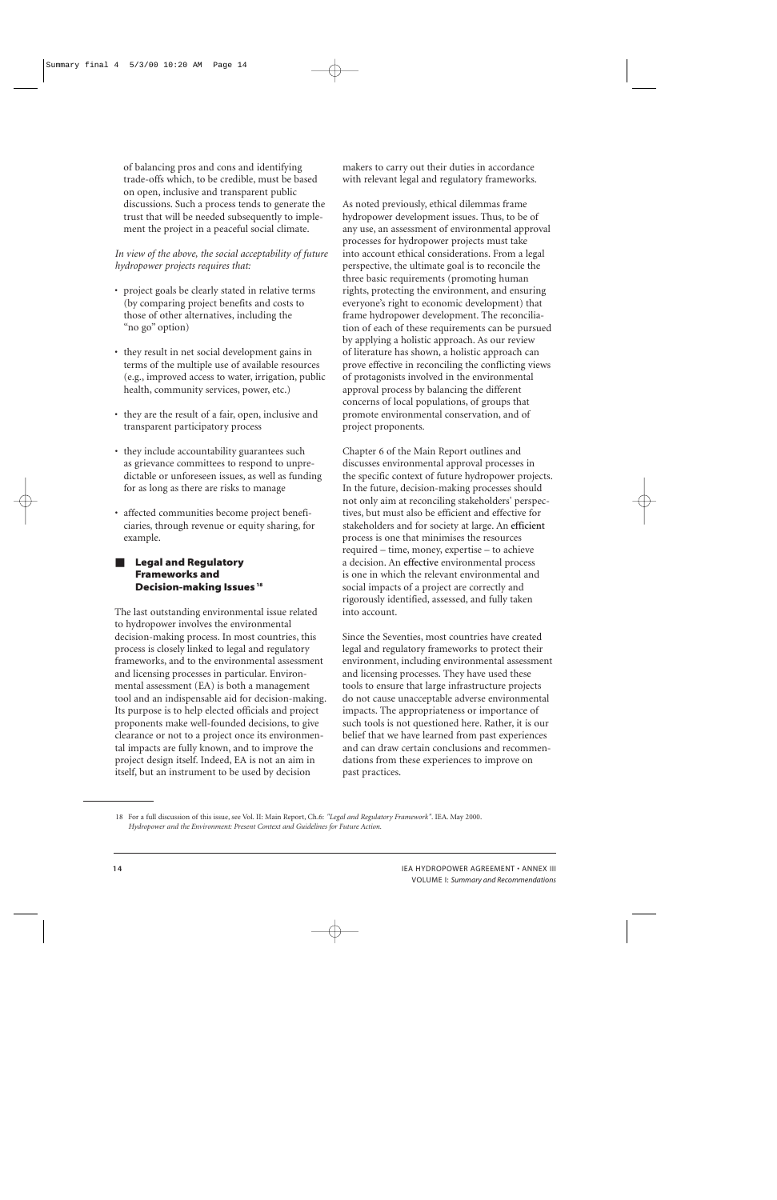of balancing pros and cons and identifying trade-offs which, to be credible, must be based on open, inclusive and transparent public discussions. Such a process tends to generate the trust that will be needed subsequently to implement the project in a peaceful social climate.

*In view of the above, the social acceptability of future hydropower projects requires that:*

- project goals be clearly stated in relative terms (by comparing project benefits and costs to those of other alternatives, including the "no go" option)
- they result in net social development gains in terms of the multiple use of available resources (e.g., improved access to water, irrigation, public health, community services, power, etc.)
- they are the result of a fair, open, inclusive and transparent participatory process
- they include accountability guarantees such as grievance committees to respond to unpredictable or unforeseen issues, as well as funding for as long as there are risks to manage
- affected communities become project beneficiaries, through revenue or equity sharing, for example.

## Legal and Regulatory Frameworks and Decision-making Issues[18]

The last outstanding environmental issue related to hydropower involves the environmental decision-making process. In most countries, this process is closely linked to legal and regulatory frameworks, and to the environmental assessment and licensing processes in particular. Environmental assessment (EA) is both a management tool and an indispensable aid for decision-making. Its purpose is to help elected officials and project proponents make well-founded decisions, to give clearance or not to a project once its environmental impacts are fully known, and to improve the project design itself. Indeed, EA is not an aim in itself, but an instrument to be used by decision makers to carry out their duties in accordance with relevant legal and regulatory frameworks.

As noted previously, ethical dilemmas frame hydropower development issues. Thus, to be of any use, an assessment of environmental approval processes for hydropower projects must take into account ethical considerations. From a legal perspective, the ultimate goal is to reconcile the three basic requirements (promoting human rights, protecting the environment, and ensuring everyone's right to economic development) that frame hydropower development. The reconciliation of each of these requirements can be pursued by applying a holistic approach. As our review of literature has shown, a holistic approach can prove effective in reconciling the conflicting views of protagonists involved in the environmental approval process by balancing the different concerns of local populations, of groups that promote environmental conservation, and of project proponents.

Chapter 6 of the Main Report outlines and discusses environmental approval processes in the specific context of future hydropower projects. In the future, decision-making processes should not only aim at reconciling stakeholders' perspectives, but must also be efficient and effective for stakeholders and for society at large. An **efficient** process is one that minimises the resources required – time, money, expertise – to achieve a decision. An **effective** environmental process is one in which the relevant environmental and social impacts of a project are correctly and rigorously identified, assessed, and fully taken into account.

Since the Seventies, most countries have created legal and regulatory frameworks to protect their environment, including environmental assessment and licensing processes. They have used these tools to ensure that large infrastructure projects do not cause unacceptable adverse environmental impacts. The appropriateness or importance of such tools is not questioned here. Rather, it is our belief that we have learned from past experiences and can draw certain conclusions and recommendations from these experiences to improve on past practices.

---

18 For a full discussion of this issue, see Vol. II: Main Report, Ch.6: *"Legal and Regulatory Framework"*. IEA. May 2000. *Hydropower and the Environment: Present Context and Guidelines for Future Action.*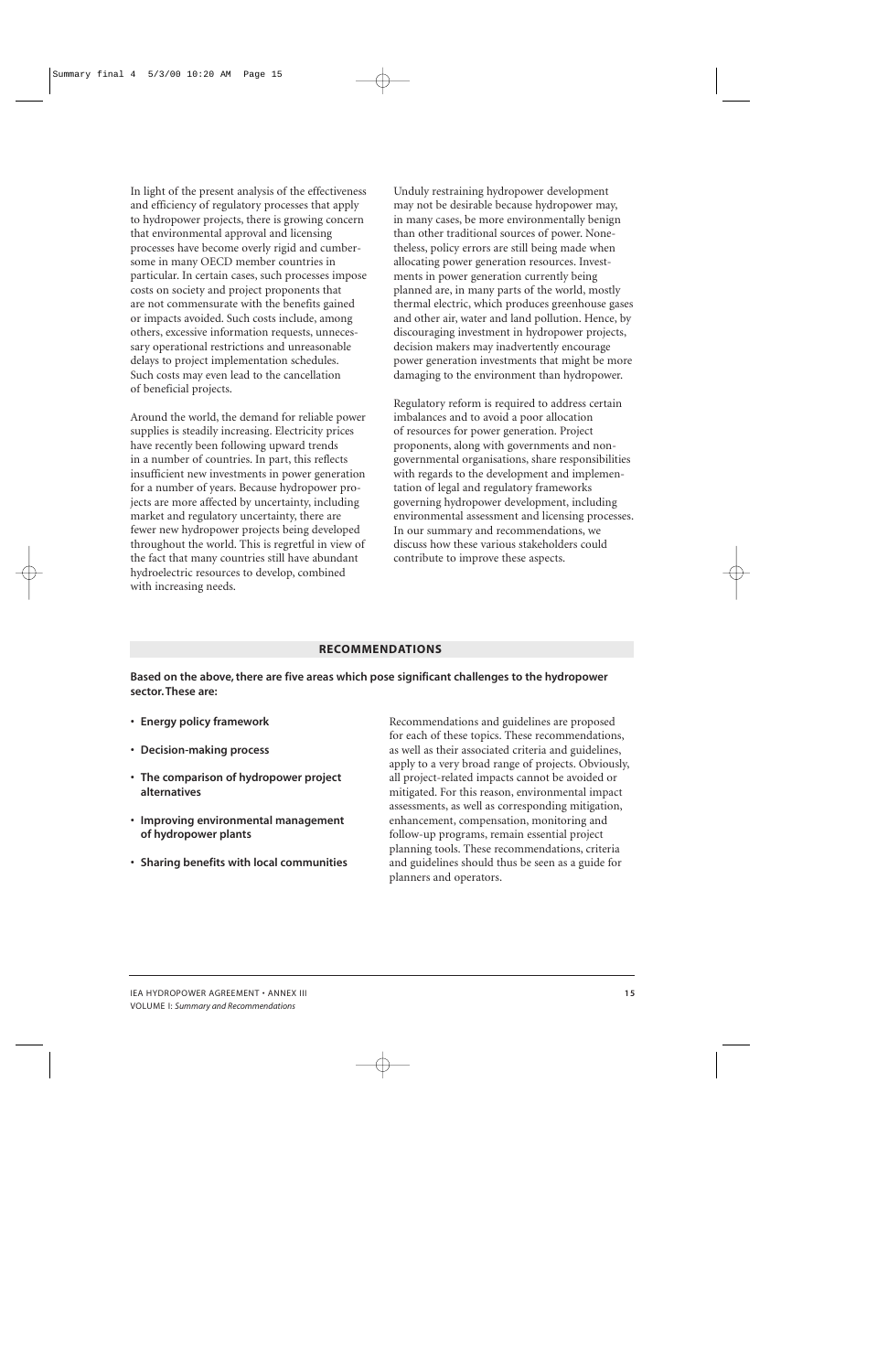In light of the present analysis of the effectiveness and efficiency of regulatory processes that apply to hydropower projects, there is growing concern that environmental approval and licensing processes have become overly rigid and cumbersome in many OECD member countries in particular. In certain cases, such processes impose costs on society and project proponents that are not commensurate with the benefits gained or impacts avoided. Such costs include, among others, excessive information requests, unnecessary operational restrictions and unreasonable delays to project implementation schedules. Such costs may even lead to the cancellation of beneficial projects.

Around the world, the demand for reliable power supplies is steadily increasing. Electricity prices have recently been following upward trends in a number of countries. In part, this reflects insufficient new investments in power generation for a number of years. Because hydropower projects are more affected by uncertainty, including market and regulatory uncertainty, there are fewer new hydropower projects being developed throughout the world. This is regretful in view of the fact that many countries still have abundant hydroelectric resources to develop, combined with increasing needs.

Unduly restraining hydropower development may not be desirable because hydropower may, in many cases, be more environmentally benign than other traditional sources of power. Nonetheless, policy errors are still being made when allocating power generation resources. Investments in power generation currently being planned are, in many parts of the world, mostly thermal electric, which produces greenhouse gases and other air, water and land pollution. Hence, by discouraging investment in hydropower projects, decision makers may inadvertently encourage power generation investments that might be more damaging to the environment than hydropower.

Regulatory reform is required to address certain imbalances and to avoid a poor allocation of resources for power generation. Project proponents, along with governments and non-governmental organisations, share responsibilities with regards to the development and implementation of legal and regulatory frameworks governing hydropower development, including environmental assessment and licensing processes. In our summary and recommendations, we discuss how these various stakeholders could contribute to improve these aspects.

## RECOMMENDATIONS

**Based on the above, there are five areas which pose significant challenges to the hydropower sector. These are:**

- **Energy policy framework**
- **Decision-making process**
- **The comparison of hydropower project alternatives**
- **Improving environmental management of hydropower plants**
- **Sharing benefits with local communities**

Recommendations and guidelines are proposed for each of these topics. These recommendations, as well as their associated criteria and guidelines, apply to a very broad range of projects. Obviously, all project-related impacts cannot be avoided or mitigated. For this reason, environmental impact assessments, as well as corresponding mitigation, enhancement, compensation, monitoring and follow-up programs, remain essential project planning tools. These recommendations, criteria and guidelines should thus be seen as a guide for planners and operators.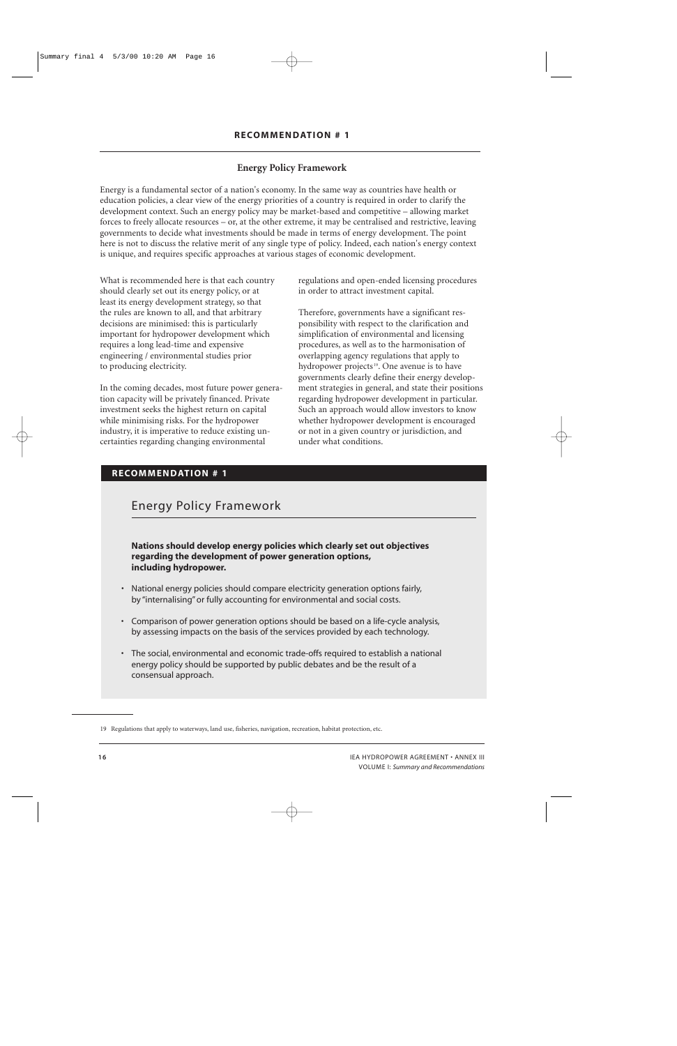## RECOMMENDATION # 1

### Energy Policy Framework

Energy is a fundamental sector of a nation's economy. In the same way as countries have health or education policies, a clear view of the energy priorities of a country is required in order to clarify the development context. Such an energy policy may be market-based and competitive – allowing market forces to freely allocate resources – or, at the other extreme, it may be centralised and restrictive, leaving governments to decide what investments should be made in terms of energy development. The point here is not to discuss the relative merit of any single type of policy. Indeed, each nation's energy context is unique, and requires specific approaches at various stages of economic development.

What is recommended here is that each country should clearly set out its energy policy, or at least its energy development strategy, so that the rules are known to all, and that arbitrary decisions are minimised: this is particularly important for hydropower development which requires a long lead-time and expensive engineering / environmental studies prior to producing electricity.

In the coming decades, most future power generation capacity will be privately financed. Private investment seeks the highest return on capital while minimising risks. For the hydropower industry, it is imperative to reduce existing uncertainties regarding changing environmental regulations and open-ended licensing procedures in order to attract investment capital.

Therefore, governments have a significant responsibility with respect to the clarification and simplification of environmental and licensing procedures, as well as to the harmonisation of overlapping agency regulations that apply to hydropower projects[19]. One avenue is to have governments clearly define their energy development strategies in general, and state their positions regarding hydropower development in particular. Such an approach would allow investors to know whether hydropower development is encouraged or not in a given country or jurisdiction, and under what conditions.

**RECOMMENDATION # 1**

**Energy Policy Framework**

**Nations should develop energy policies which clearly set out objectives regarding the development of power generation options, including hydropower.**

- National energy policies should compare electricity generation options fairly, by "internalising" or fully accounting for environmental and social costs.
- Comparison of power generation options should be based on a life-cycle analysis, by assessing impacts on the basis of the services provided by each technology.
- The social, environmental and economic trade-offs required to establish a national energy policy should be supported by public debates and be the result of a consensual approach.

---

19 Regulations that apply to waterways, land use, fisheries, navigation, recreation, habitat protection, etc.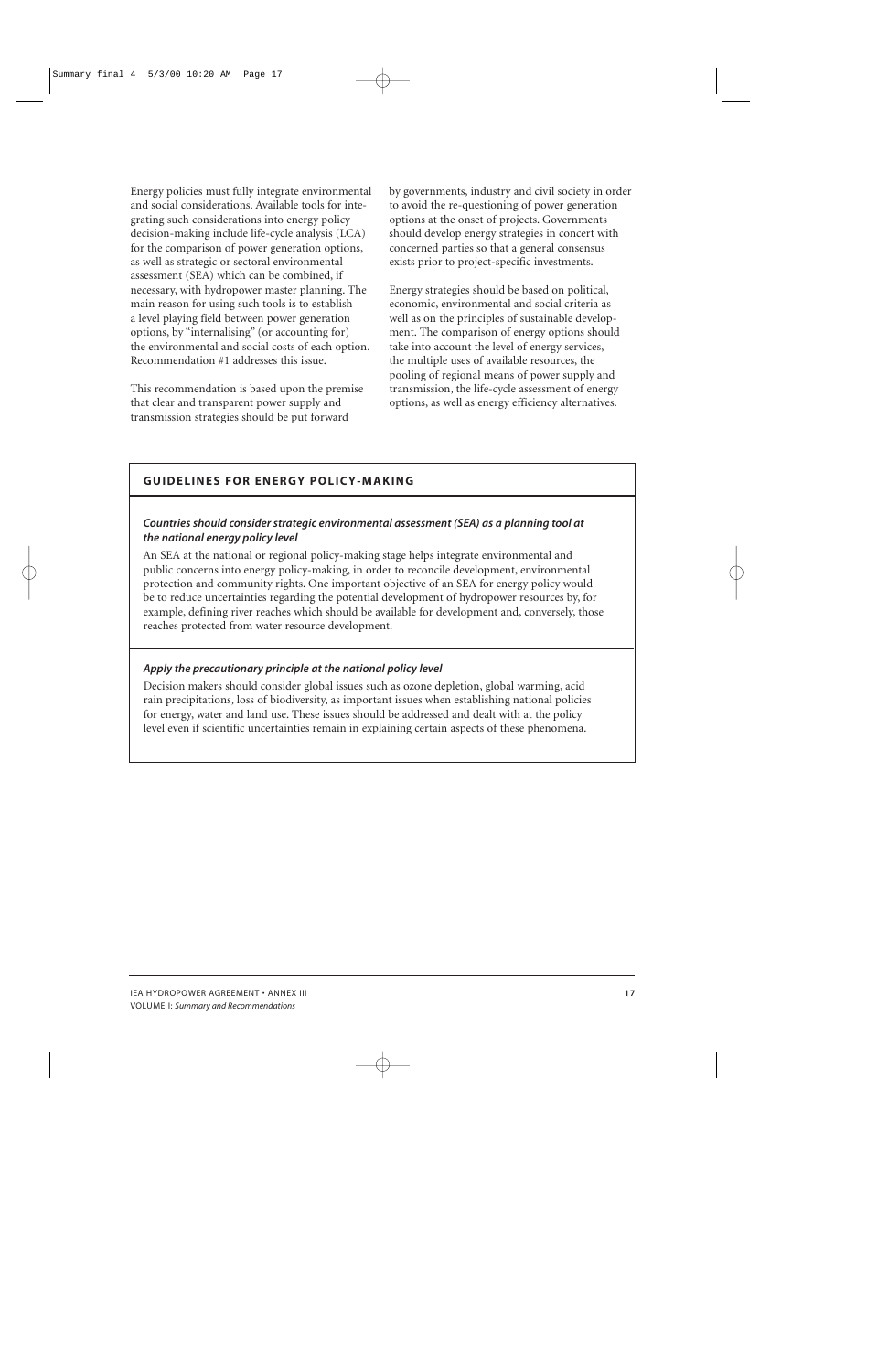Energy policies must fully integrate environmental and social considerations. Available tools for integrating such considerations into energy policy decision-making include life-cycle analysis (LCA) for the comparison of power generation options, as well as strategic or sectoral environmental assessment (SEA) which can be combined, if necessary, with hydropower master planning. The main reason for using such tools is to establish a level playing field between power generation options, by "internalising" (or accounting for) the environmental and social costs of each option. Recommendation #1 addresses this issue.

This recommendation is based upon the premise that clear and transparent power supply and transmission strategies should be put forward by governments, industry and civil society in order to avoid the re-questioning of power generation options at the onset of projects. Governments should develop energy strategies in concert with concerned parties so that a general consensus exists prior to project-specific investments.

Energy strategies should be based on political, economic, environmental and social criteria as well as on the principles of sustainable development. The comparison of energy options should take into account the level of energy services, the multiple uses of available resources, the pooling of regional means of power supply and transmission, the life-cycle assessment of energy options, as well as energy efficiency alternatives.

## GUIDELINES FOR ENERGY POLICY-MAKING

***Countries should consider strategic environmental assessment (SEA) as a planning tool at the national energy policy level***

An SEA at the national or regional policy-making stage helps integrate environmental and public concerns into energy policy-making, in order to reconcile development, environmental protection and community rights. One important objective of an SEA for energy policy would be to reduce uncertainties regarding the potential development of hydropower resources by, for example, defining river reaches which should be available for development and, conversely, those reaches protected from water resource development.

***Apply the precautionary principle at the national policy level***

Decision makers should consider global issues such as ozone depletion, global warming, acid rain precipitations, loss of biodiversity, as important issues when establishing national policies for energy, water and land use. These issues should be addressed and dealt with at the policy level even if scientific uncertainties remain in explaining certain aspects of these phenomena.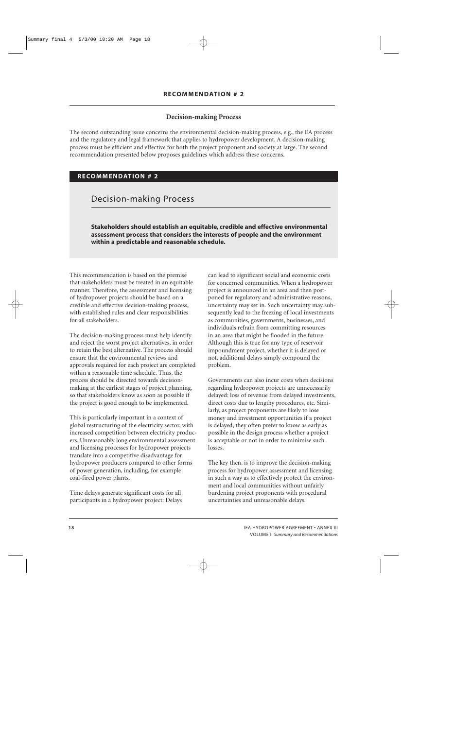## RECOMMENDATION # 2

### Decision-making Process

The second outstanding issue concerns the environmental decision-making process, e.g., the EA process and the regulatory and legal framework that applies to hydropower development. A decision-making process must be efficient and effective for both the project proponent and society at large. The second recommendation presented below proposes guidelines which address these concerns.

**RECOMMENDATION # 2**

**Decision-making Process**

**Stakeholders should establish an equitable, credible and effective environmental assessment process that considers the interests of people and the environment within a predictable and reasonable schedule.**

This recommendation is based on the premise that stakeholders must be treated in an equitable manner. Therefore, the assessment and licensing of hydropower projects should be based on a credible and effective decision-making process, with established rules and clear responsibilities for all stakeholders.

The decision-making process must help identify and reject the worst project alternatives, in order to retain the best alternative. The process should ensure that the environmental reviews and approvals required for each project are completed within a reasonable time schedule. Thus, the process should be directed towards decision-making at the earliest stages of project planning, so that stakeholders know as soon as possible if the project is good enough to be implemented.

This is particularly important in a context of global restructuring of the electricity sector, with increased competition between electricity producers. Unreasonably long environmental assessment and licensing processes for hydropower projects translate into a competitive disadvantage for hydropower producers compared to other forms of power generation, including, for example coal-fired power plants.

Time delays generate significant costs for all participants in a hydropower project: Delays can lead to significant social and economic costs for concerned communities. When a hydropower project is announced in an area and then postponed for regulatory and administrative reasons, uncertainty may set in. Such uncertainty may subsequently lead to the freezing of local investments as communities, governments, businesses, and individuals refrain from committing resources in an area that might be flooded in the future. Although this is true for any type of reservoir impoundment project, whether it is delayed or not, additional delays simply compound the problem.

Governments can also incur costs when decisions regarding hydropower projects are unnecessarily delayed: loss of revenue from delayed investments, direct costs due to lengthy procedures, etc. Similarly, as project proponents are likely to lose money and investment opportunities if a project is delayed, they often prefer to know as early as possible in the design process whether a project is acceptable or not in order to minimise such losses.

The key then, is to improve the decision-making process for hydropower assessment and licensing in such a way as to effectively protect the environment and local communities without unfairly burdening project proponents with procedural uncertainties and unreasonable delays.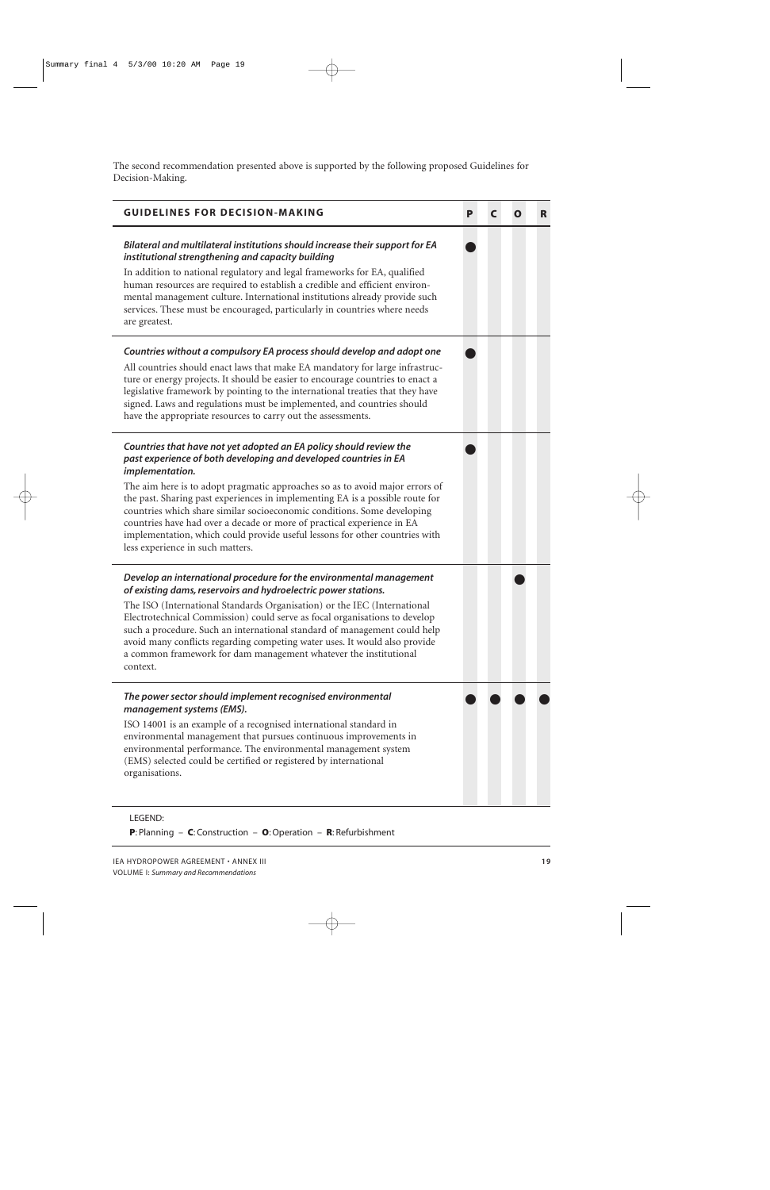The second recommendation presented above is supported by the following proposed Guidelines for Decision-Making.

| GUIDELINES FOR DECISION-MAKING | P | C | O | R |
|---|---|---|---|---|
| ***Bilateral and multilateral institutions should increase their support for EA institutional strengthening and capacity building*** <br> In addition to national regulatory and legal frameworks for EA, qualified human resources are required to establish a credible and efficient environmental management culture. International institutions already provide such services. These must be encouraged, particularly in countries where needs are greatest. | ● | | | |
| ***Countries without a compulsory EA process should develop and adopt one*** <br> All countries should enact laws that make EA mandatory for large infrastructure or energy projects. It should be easier to encourage countries to enact a legislative framework by pointing to the international treaties that they have signed. Laws and regulations must be implemented, and countries should have the appropriate resources to carry out the assessments. | ● | | | |
| ***Countries that have not yet adopted an EA policy should review the past experience of both developing and developed countries in EA implementation.*** <br> The aim here is to adopt pragmatic approaches so as to avoid major errors of the past. Sharing past experiences in implementing EA is a possible route for countries which share similar socioeconomic conditions. Some developing countries have had over a decade or more of practical experience in EA implementation, which could provide useful lessons for other countries with less experience in such matters. | ● | | | |
| ***Develop an international procedure for the environmental management of existing dams, reservoirs and hydroelectric power stations.*** <br> The ISO (International Standards Organisation) or the IEC (International Electrotechnical Commission) could serve as focal organisations to develop such a procedure. Such an international standard of management could help avoid many conflicts regarding competing water uses. It would also provide a common framework for dam management whatever the institutional context. | | | ● | |
| ***The power sector should implement recognised environmental management systems (EMS).*** <br> ISO 14001 is an example of a recognised international standard in environmental management that pursues continuous improvements in environmental performance. The environmental management system (EMS) selected could be certified or registered by international organisations. | ● | ● | ● | ● |

LEGEND:
**P**: Planning – **C**: Construction – **O**: Operation – **R**: Refurbishment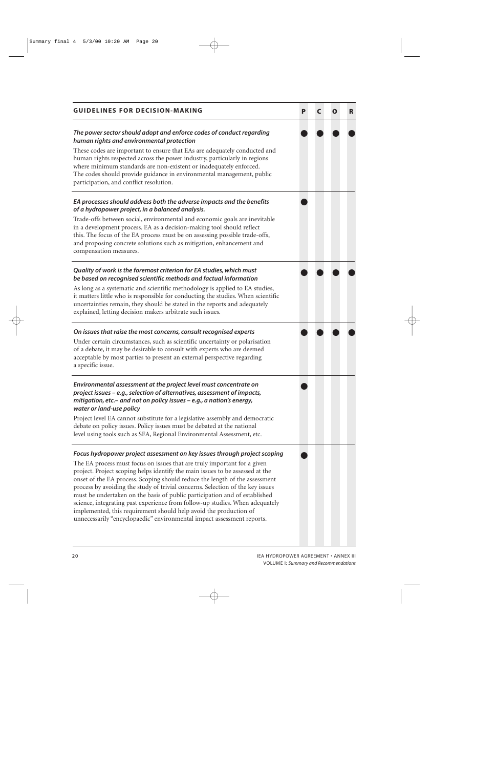| GUIDELINES FOR DECISION-MAKING | P | C | O | R |
|---|---|---|---|---|
| ***The power sector should adopt and enforce codes of conduct regarding human rights and environmental protection***<br>These codes are important to ensure that EAs are adequately conducted and human rights respected across the power industry, particularly in regions where minimum standards are non-existent or inadequately enforced. The codes should provide guidance in environmental management, public participation, and conflict resolution. | ● | ● | ● | ● |
| ***EA processes should address both the adverse impacts and the benefits of a hydropower project, in a balanced analysis.***<br>Trade-offs between social, environmental and economic goals are inevitable in a development process. EA as a decision-making tool should reflect this. The focus of the EA process must be on assessing possible trade-offs, and proposing concrete solutions such as mitigation, enhancement and compensation measures. | ● | | | |
| ***Quality of work is the foremost criterion for EA studies, which must be based on recognised scientific methods and factual information***<br>As long as a systematic and scientific methodology is applied to EA studies, it matters little who is responsible for conducting the studies. When scientific uncertainties remain, they should be stated in the reports and adequately explained, letting decision makers arbitrate such issues. | ● | ● | ● | ● |
| ***On issues that raise the most concerns, consult recognised experts***<br>Under certain circumstances, such as scientific uncertainty or polarisation of a debate, it may be desirable to consult with experts who are deemed acceptable by most parties to present an external perspective regarding a specific issue. | ● | ● | ● | ● |
| ***Environmental assessment at the project level must concentrate on project issues – e.g., selection of alternatives, assessment of impacts, mitigation, etc.– and not on policy issues – e.g., a nation's energy, water or land-use policy***<br>Project level EA cannot substitute for a legislative assembly and democratic debate on policy issues. Policy issues must be debated at the national level using tools such as SEA, Regional Environmental Assessment, etc. | ● | | | |
| ***Focus hydropower project assessment on key issues through project scoping***<br>The EA process must focus on issues that are truly important for a given project. Project scoping helps identify the main issues to be assessed at the onset of the EA process. Scoping should reduce the length of the assessment process by avoiding the study of trivial concerns. Selection of the key issues must be undertaken on the basis of public participation and of established science, integrating past experience from follow-up studies. When adequately implemented, this requirement should help avoid the production of unnecessarily "encyclopaedic" environmental impact assessment reports. | ● | | | |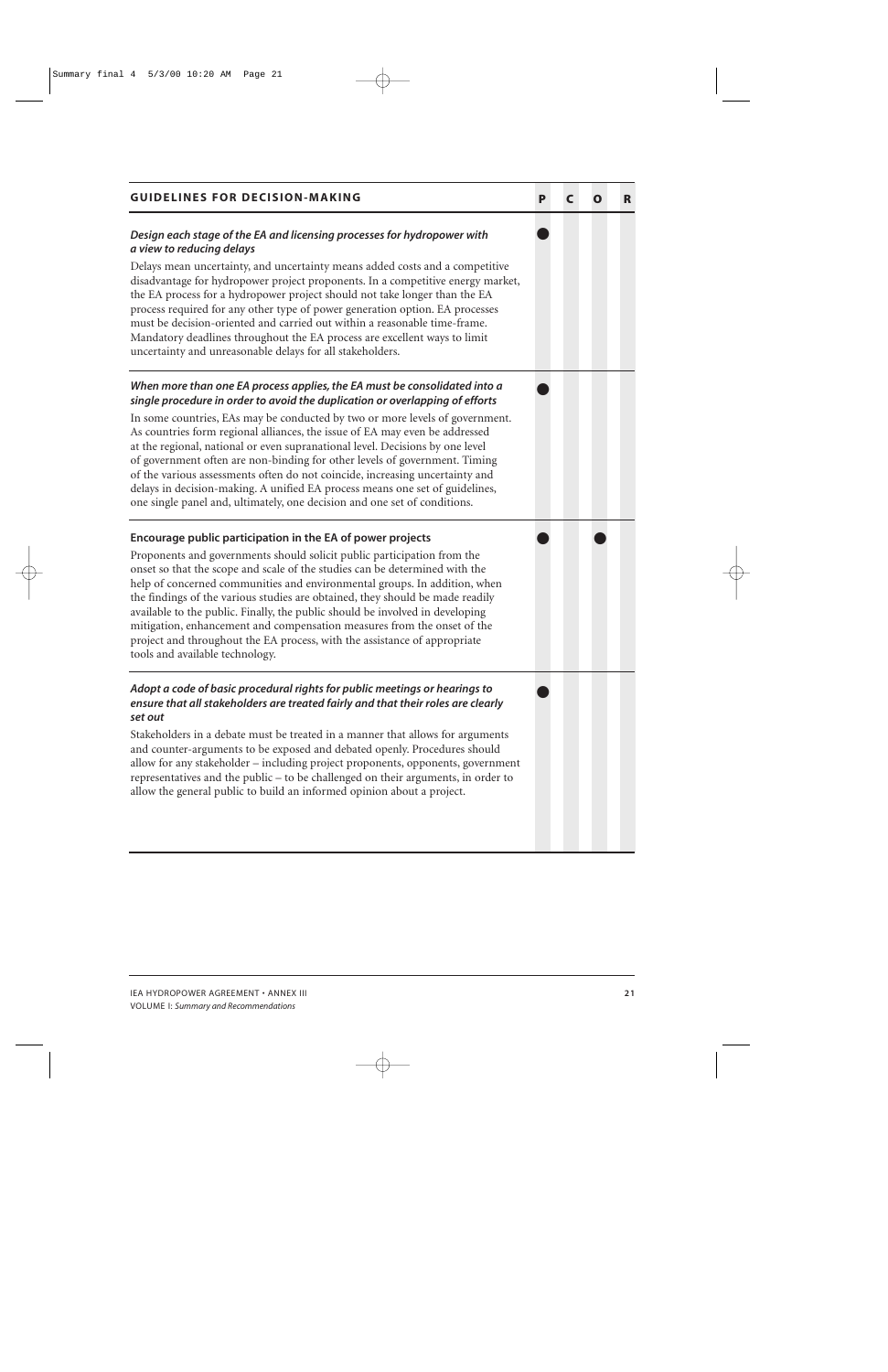| GUIDELINES FOR DECISION-MAKING | P | C | O | R |
|---|---|---|---|---|
| ***Design each stage of the EA and licensing processes for hydropower with a view to reducing delays***<br><br>Delays mean uncertainty, and uncertainty means added costs and a competitive disadvantage for hydropower project proponents. In a competitive energy market, the EA process for a hydropower project should not take longer than the EA process required for any other type of power generation option. EA processes must be decision-oriented and carried out within a reasonable time-frame. Mandatory deadlines throughout the EA process are excellent ways to limit uncertainty and unreasonable delays for all stakeholders. | ● | | | |
| ***When more than one EA process applies, the EA must be consolidated into a single procedure in order to avoid the duplication or overlapping of efforts***<br><br>In some countries, EAs may be conducted by two or more levels of government. As countries form regional alliances, the issue of EA may even be addressed at the regional, national or even supranational level. Decisions by one level of government often are non-binding for other levels of government. Timing of the various assessments often do not coincide, increasing uncertainty and delays in decision-making. A unified EA process means one set of guidelines, one single panel and, ultimately, one decision and one set of conditions. | ● | | | |
| **Encourage public participation in the EA of power projects**<br><br>Proponents and governments should solicit public participation from the onset so that the scope and scale of the studies can be determined with the help of concerned communities and environmental groups. In addition, when the findings of the various studies are obtained, they should be made readily available to the public. Finally, the public should be involved in developing mitigation, enhancement and compensation measures from the onset of the project and throughout the EA process, with the assistance of appropriate tools and available technology. | ● | | ● | |
| ***Adopt a code of basic procedural rights for public meetings or hearings to ensure that all stakeholders are treated fairly and that their roles are clearly set out***<br><br>Stakeholders in a debate must be treated in a manner that allows for arguments and counter-arguments to be exposed and debated openly. Procedures should allow for any stakeholder – including project proponents, opponents, government representatives and the public – to be challenged on their arguments, in order to allow the general public to build an informed opinion about a project. | ● | | | |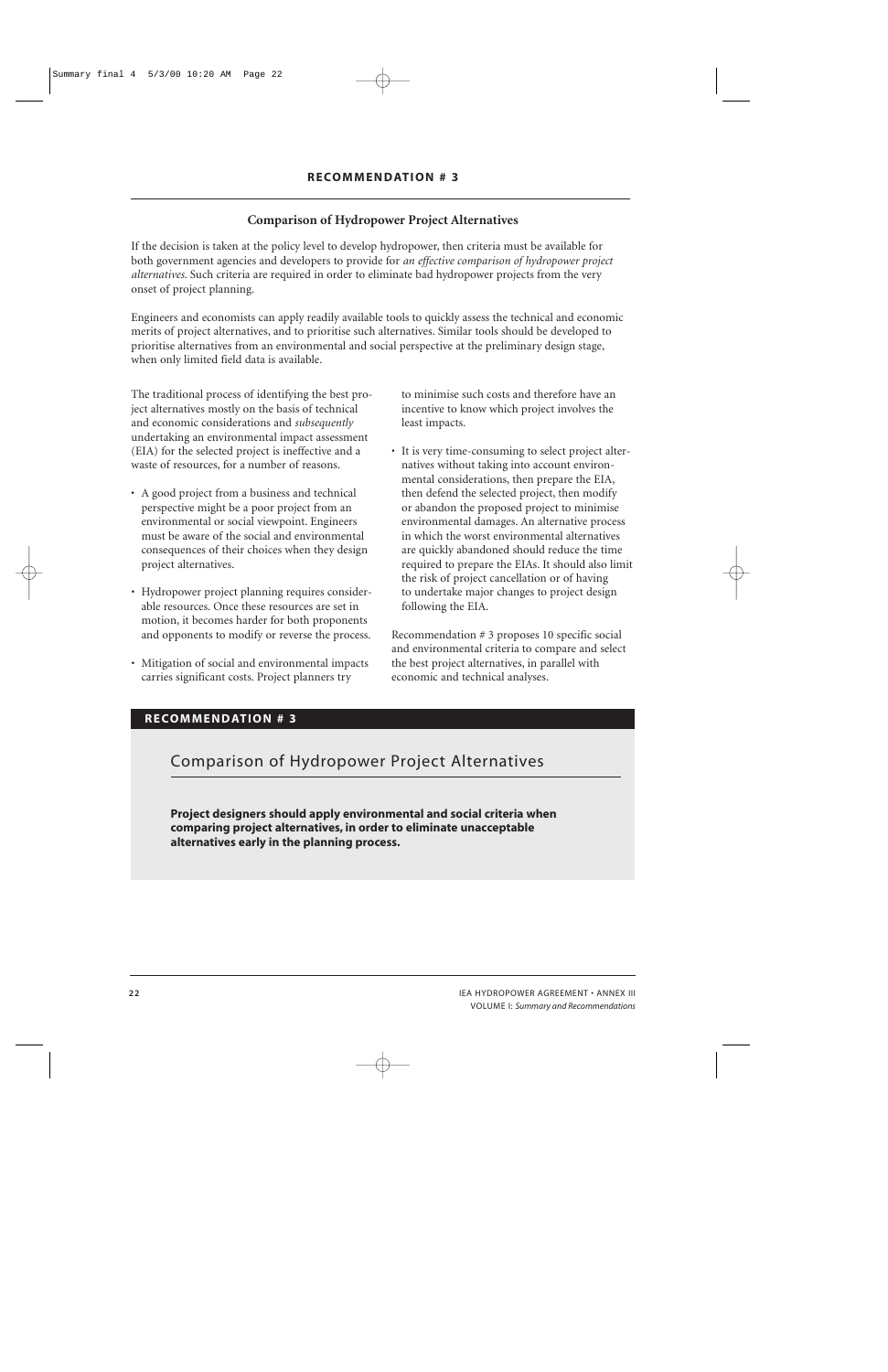## RECOMMENDATION # 3

### Comparison of Hydropower Project Alternatives

If the decision is taken at the policy level to develop hydropower, then criteria must be available for both government agencies and developers to provide for *an effective comparison of hydropower project alternatives*. Such criteria are required in order to eliminate bad hydropower projects from the very onset of project planning.

Engineers and economists can apply readily available tools to quickly assess the technical and economic merits of project alternatives, and to prioritise such alternatives. Similar tools should be developed to prioritise alternatives from an environmental and social perspective at the preliminary design stage, when only limited field data is available.

The traditional process of identifying the best project alternatives mostly on the basis of technical and economic considerations and *subsequently* undertaking an environmental impact assessment (EIA) for the selected project is ineffective and a waste of resources, for a number of reasons.

- A good project from a business and technical perspective might be a poor project from an environmental or social viewpoint. Engineers must be aware of the social and environmental consequences of their choices when they design project alternatives.
- Hydropower project planning requires considerable resources. Once these resources are set in motion, it becomes harder for both proponents and opponents to modify or reverse the process.
- Mitigation of social and environmental impacts carries significant costs. Project planners try to minimise such costs and therefore have an incentive to know which project involves the least impacts.
- It is very time-consuming to select project alternatives without taking into account environmental considerations, then prepare the EIA, then defend the selected project, then modify or abandon the proposed project to minimise environmental damages. An alternative process in which the worst environmental alternatives are quickly abandoned should reduce the time required to prepare the EIAs. It should also limit the risk of project cancellation or of having to undertake major changes to project design following the EIA.

Recommendation # 3 proposes 10 specific social and environmental criteria to compare and select the best project alternatives, in parallel with economic and technical analyses.

**RECOMMENDATION # 3**

### Comparison of Hydropower Project Alternatives

**Project designers should apply environmental and social criteria when comparing project alternatives, in order to eliminate unacceptable alternatives early in the planning process.**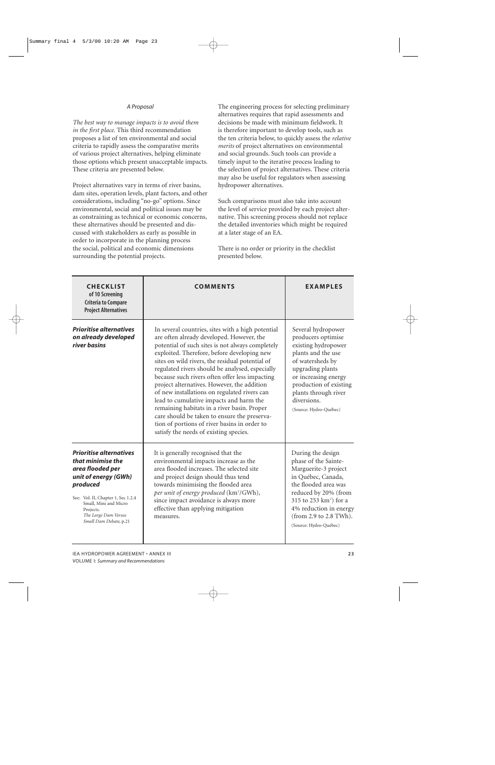*A Proposal*

*The best way to manage impacts is to avoid them in the first place.* This third recommendation proposes a list of ten environmental and social criteria to rapidly assess the comparative merits of various project alternatives, helping eliminate those options which present unacceptable impacts. These criteria are presented below.

Project alternatives vary in terms of river basins, dam sites, operation levels, plant factors, and other considerations, including "no-go" options. Since environmental, social and political issues may be as constraining as technical or economic concerns, these alternatives should be presented and discussed with stakeholders as early as possible in order to incorporate in the planning process the social, political and economic dimensions surrounding the potential projects.

The engineering process for selecting preliminary alternatives requires that rapid assessments and decisions be made with minimum fieldwork. It is therefore important to develop tools, such as the ten criteria below, to quickly assess the *relative merits* of project alternatives on environmental and social grounds. Such tools can provide a timely input to the iterative process leading to the selection of project alternatives. These criteria may also be useful for regulators when assessing hydropower alternatives.

Such comparisons must also take into account the level of service provided by each project alternative. This screening process should not replace the detailed inventories which might be required at a later stage of an EA.

There is no order or priority in the checklist presented below.

| **CHECKLIST** of 10 Screening Criteria to Compare Project Alternatives | **COMMENTS** | **EXAMPLES** |
|---|---|---|
| ***Prioritise alternatives on already developed river basins*** | In several countries, sites with a high potential are often already developed. However, the potential of such sites is not always completely exploited. Therefore, before developing new sites on wild rivers, the residual potential of regulated rivers should be analysed, especially because such rivers often offer less impacting project alternatives. However, the addition of new installations on regulated rivers can lead to cumulative impacts and harm the remaining habitats in a river basin. Proper care should be taken to ensure the preservation of portions of river basins in order to satisfy the needs of existing species. | Several hydropower producers optimise existing hydropower plants and the use of watersheds by upgrading plants or increasing energy production of existing plants through river diversions. (Source: Hydro-Québec) |
| ***Prioritise alternatives that minimise the area flooded per unit of energy (GWh) produced*** See: Vol. II, Chapter 1, Sec 1.2.4 Small, Mini and Micro Projects. *The Large Dam Versus Small Dam Debate*, p.21 | It is generally recognised that the environmental impacts increase as the area flooded increases. The selected site and project design should thus tend towards minimising the flooded area *per unit of energy produced* ($km^2$/GWh), since impact avoidance is always more effective than applying mitigation measures. | During the design phase of the Sainte-Marguerite-3 project in Québec, Canada, the flooded area was reduced by 20% (from 315 to 253 $km^2$) for a 4% reduction in energy (from 2.9 to 2.8 TWh). (Source: Hydro-Québec) |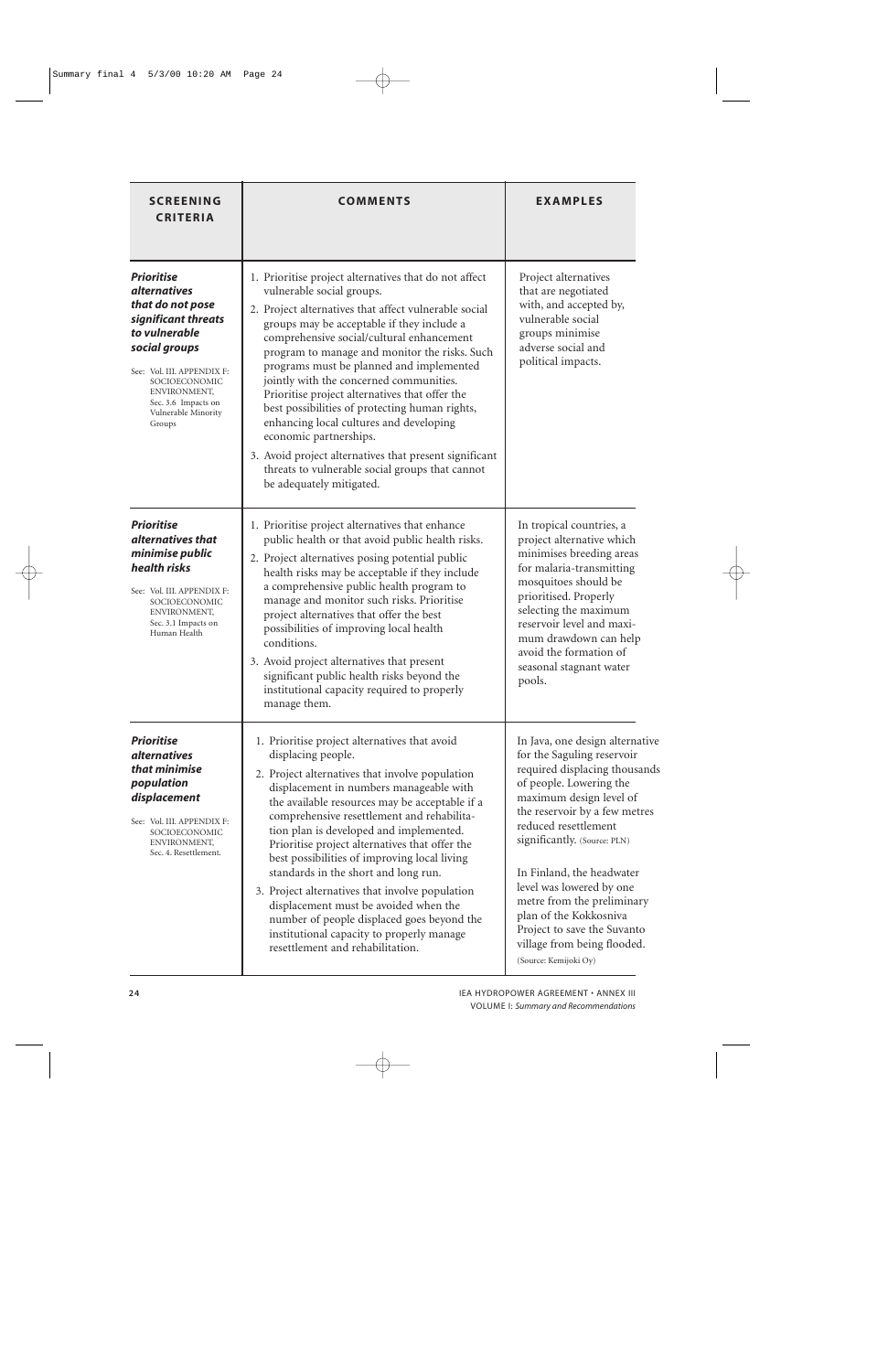| SCREENING CRITERIA | COMMENTS | EXAMPLES |
|---|---|---|
| ***Prioritise alternatives that do not pose significant threats to vulnerable social groups***<br><br>See: Vol. III. APPENDIX F: SOCIOECONOMIC ENVIRONMENT, Sec. 3.6 Impacts on Vulnerable Minority Groups | 1. Prioritise project alternatives that do not affect vulnerable social groups.<br>2. Project alternatives that affect vulnerable social groups may be acceptable if they include a comprehensive social/cultural enhancement program to manage and monitor the risks. Such programs must be planned and implemented jointly with the concerned communities. Prioritise project alternatives that offer the best possibilities of protecting human rights, enhancing local cultures and developing economic partnerships.<br>3. Avoid project alternatives that present significant threats to vulnerable social groups that cannot be adequately mitigated. | Project alternatives that are negotiated with, and accepted by, vulnerable social groups minimise adverse social and political impacts. |
| ***Prioritise alternatives that minimise public health risks***<br><br>See: Vol. III. APPENDIX F: SOCIOECONOMIC ENVIRONMENT, Sec. 3.1 Impacts on Human Health | 1. Prioritise project alternatives that enhance public health or that avoid public health risks.<br>2. Project alternatives posing potential public health risks may be acceptable if they include a comprehensive public health program to manage and monitor such risks. Prioritise project alternatives that offer the best possibilities of improving local health conditions.<br>3. Avoid project alternatives that present significant public health risks beyond the institutional capacity required to properly manage them. | In tropical countries, a project alternative which minimises breeding areas for malaria-transmitting mosquitoes should be prioritised. Properly selecting the maximum reservoir level and maximum drawdown can help avoid the formation of seasonal stagnant water pools. |
| ***Prioritise alternatives that minimise population displacement***<br><br>See: Vol. III. APPENDIX F: SOCIOECONOMIC ENVIRONMENT, Sec. 4. Resettlement. | 1. Prioritise project alternatives that avoid displacing people.<br>2. Project alternatives that involve population displacement in numbers manageable with the available resources may be acceptable if a comprehensive resettlement and rehabilitation plan is developed and implemented. Prioritise project alternatives that offer the best possibilities of improving local living standards in the short and long run.<br>3. Project alternatives that involve population displacement must be avoided when the number of people displaced goes beyond the institutional capacity to properly manage resettlement and rehabilitation. | In Java, one design alternative for the Saguling reservoir required displacing thousands of people. Lowering the maximum design level of the reservoir by a few metres reduced resettlement significantly. (Source: PLN)<br><br>In Finland, the headwater level was lowered by one metre from the preliminary plan of the Kokkosniva Project to save the Suvanto village from being flooded. (Source: Kemijoki Oy) |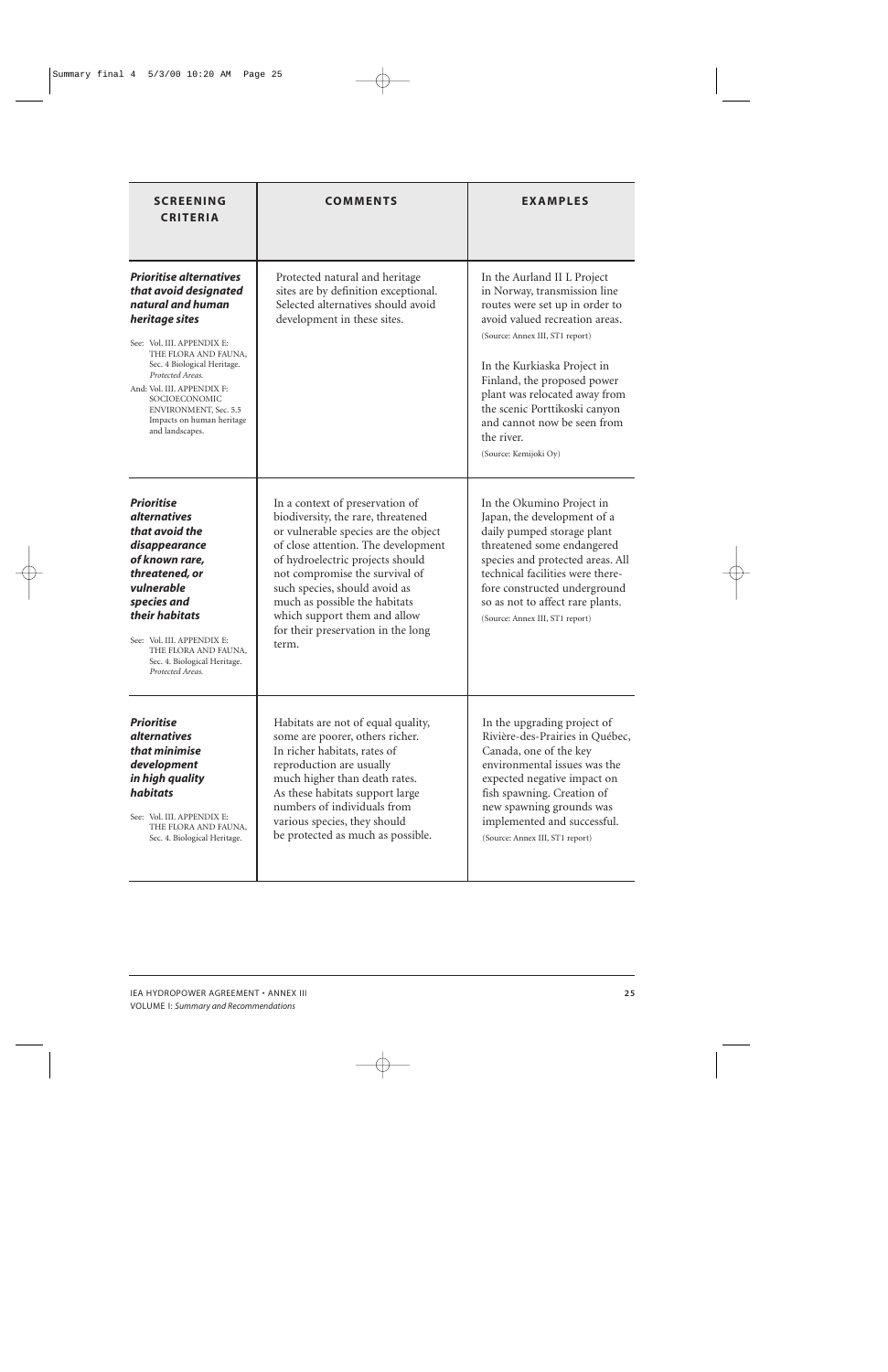| SCREENING CRITERIA | COMMENTS | EXAMPLES |
|---|---|---|
| ***Prioritise alternatives that avoid designated natural and human heritage sites***<br><br>See: Vol. III. APPENDIX E: THE FLORA AND FAUNA, Sec. 4 Biological Heritage. *Protected Areas.*<br>And: Vol. III. APPENDIX F: SOCIOECONOMIC ENVIRONMENT, Sec. 5.5 Impacts on human heritage and landscapes. | Protected natural and heritage sites are by definition exceptional. Selected alternatives should avoid development in these sites. | In the Aurland II L Project in Norway, transmission line routes were set up in order to avoid valued recreation areas.<br>(Source: Annex III, ST1 report)<br><br>In the Kurkiaska Project in Finland, the proposed power plant was relocated away from the scenic Porttikoski canyon and cannot now be seen from the river.<br>(Source: Kemijoki Oy) |
| ***Prioritise alternatives that avoid the disappearance of known rare, threatened, or vulnerable species and their habitats***<br><br>See: Vol. III. APPENDIX E: THE FLORA AND FAUNA, Sec. 4. Biological Heritage. *Protected Areas.* | In a context of preservation of biodiversity, the rare, threatened or vulnerable species are the object of close attention. The development of hydroelectric projects should not compromise the survival of such species, should avoid as much as possible the habitats which support them and allow for their preservation in the long term. | In the Okumino Project in Japan, the development of a daily pumped storage plant threatened some endangered species and protected areas. All technical facilities were therefore constructed underground so as not to affect rare plants.<br>(Source: Annex III, ST1 report) |
| ***Prioritise alternatives that minimise development in high quality habitats***<br><br>See: Vol. III. APPENDIX E: THE FLORA AND FAUNA, Sec. 4. Biological Heritage. | Habitats are not of equal quality, some are poorer, others richer. In richer habitats, rates of reproduction are usually much higher than death rates. As these habitats support large numbers of individuals from various species, they should be protected as much as possible. | In the upgrading project of Rivière-des-Prairies in Québec, Canada, one of the key environmental issues was the expected negative impact on fish spawning. Creation of new spawning grounds was implemented and successful.<br>(Source: Annex III, ST1 report) |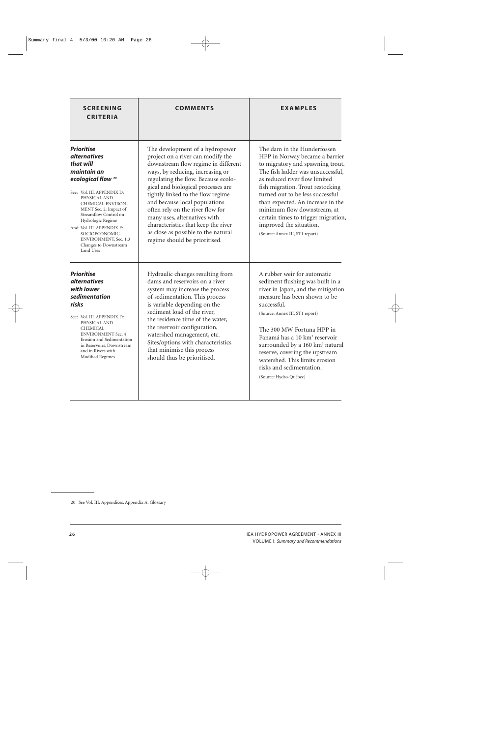| SCREENING CRITERIA | COMMENTS | EXAMPLES |
|---|---|---|
| ***Prioritise alternatives that will maintain an ecological flow*** [20]<br><br>See: Vol. III. APPENDIX D: PHYSICAL AND CHEMICAL ENVIRONMENT Sec. 2: Impact of Streamflow Control on Hydrologic Regime<br>And: Vol. III. APPENDIX F: SOCIOECONOMIC ENVIRONMENT, Sec. 1.3 Changes to Downstream Land Uses | The development of a hydropower project on a river can modify the downstream flow regime in different ways, by reducing, increasing or regulating the flow. Because ecological and biological processes are tightly linked to the flow regime and because local populations often rely on the river flow for many uses, alternatives with characteristics that keep the river as close as possible to the natural regime should be prioritised. | The dam in the Hunderfossen HPP in Norway became a barrier to migratory and spawning trout. The fish ladder was unsuccessful, as reduced river flow limited fish migration. Trout restocking turned out to be less successful than expected. An increase in the minimum flow downstream, at certain times to trigger migration, improved the situation.<br>(Source: Annex III, ST1 report) |
| ***Prioritise alternatives with lower sedimentation risks***<br><br>See: Vol. III. APPENDIX D: PHYSICAL AND CHEMICAL ENVIRONMENT Sec. 4 Erosion and Sedimentation in Reservoirs, Downstream and in Rivers with Modified Regimes | Hydraulic changes resulting from dams and reservoirs on a river system may increase the process of sedimentation. This process is variable depending on the sediment load of the river, the residence time of the water, the reservoir configuration, watershed management, etc. Sites/options with characteristics that minimise this process should thus be prioritised. | A rubber weir for automatic sediment flushing was built in a river in Japan, and the mitigation measure has been shown to be successful.<br>(Source: Annex III, ST1 report)<br><br>The 300 MW Fortuna HPP in Panamá has a 10 km$^2$ reservoir surrounded by a 160 km$^2$ natural reserve, covering the upstream watershed. This limits erosion risks and sedimentation.<br>(Source: Hydro-Québec) |

20 See Vol. III: Appendices. Appendix A: Glossary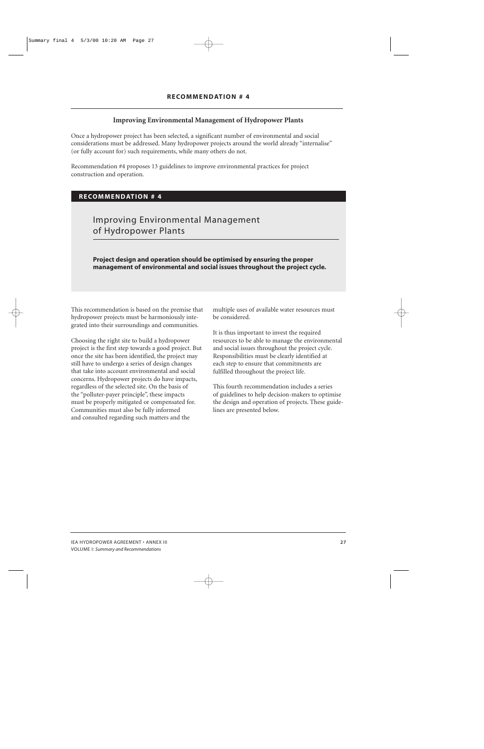## RECOMMENDATION # 4

**Improving Environmental Management of Hydropower Plants**

Once a hydropower project has been selected, a significant number of environmental and social considerations must be addressed. Many hydropower projects around the world already "internalise" (or fully account for) such requirements, while many others do not.

Recommendation #4 proposes 13 guidelines to improve environmental practices for project construction and operation.

**RECOMMENDATION # 4**

### Improving Environmental Management of Hydropower Plants

**Project design and operation should be optimised by ensuring the proper management of environmental and social issues throughout the project cycle.**

This recommendation is based on the premise that hydropower projects must be harmoniously integrated into their surroundings and communities.

Choosing the right site to build a hydropower project is the first step towards a good project. But once the site has been identified, the project may still have to undergo a series of design changes that take into account environmental and social concerns. Hydropower projects do have impacts, regardless of the selected site. On the basis of the "polluter-payer principle", these impacts must be properly mitigated or compensated for. Communities must also be fully informed and consulted regarding such matters and the multiple uses of available water resources must be considered.

It is thus important to invest the required resources to be able to manage the environmental and social issues throughout the project cycle. Responsibilities must be clearly identified at each step to ensure that commitments are fulfilled throughout the project life.

This fourth recommendation includes a series of guidelines to help decision-makers to optimise the design and operation of projects. These guidelines are presented below.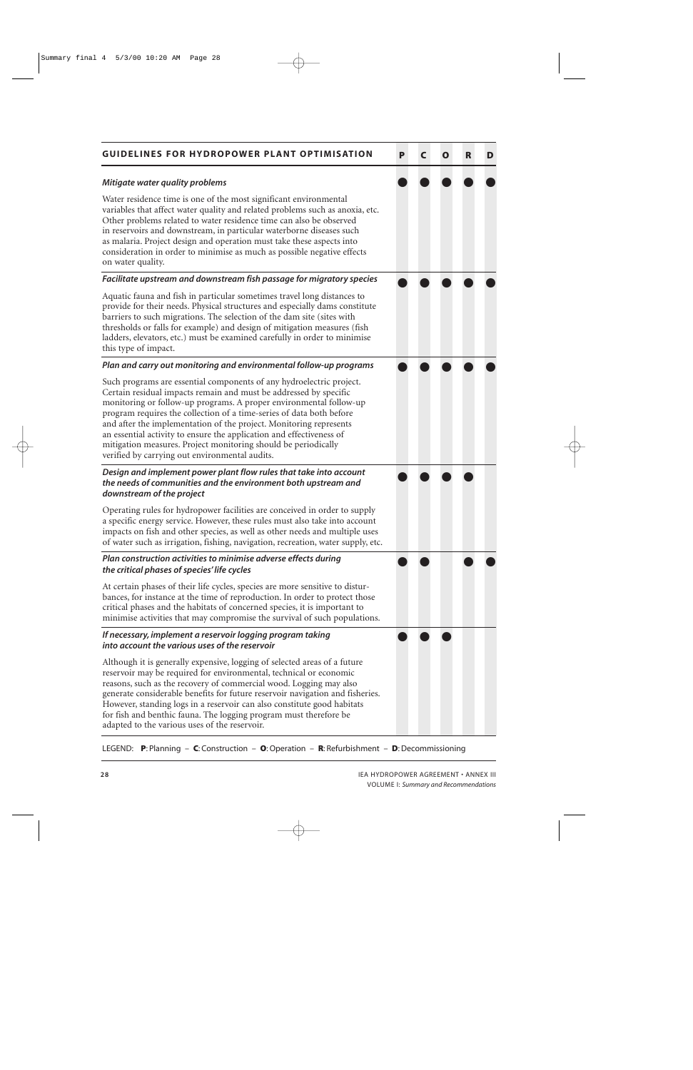| GUIDELINES FOR HYDROPOWER PLANT OPTIMISATION | P | C | O | R | D |
|---|---|---|---|---|---|
| ***Mitigate water quality problems*** <br> Water residence time is one of the most significant environmental variables that affect water quality and related problems such as anoxia, etc. Other problems related to water residence time can also be observed in reservoirs and downstream, in particular waterborne diseases such as malaria. Project design and operation must take these aspects into consideration in order to minimise as much as possible negative effects on water quality. | ● | ● | ● | ● | ● |
| ***Facilitate upstream and downstream fish passage for migratory species*** <br> Aquatic fauna and fish in particular sometimes travel long distances to provide for their needs. Physical structures and especially dams constitute barriers to such migrations. The selection of the dam site (sites with thresholds or falls for example) and design of mitigation measures (fish ladders, elevators, etc.) must be examined carefully in order to minimise this type of impact. | ● | ● | ● | ● | ● |
| ***Plan and carry out monitoring and environmental follow-up programs*** <br> Such programs are essential components of any hydroelectric project. Certain residual impacts remain and must be addressed by specific monitoring or follow-up programs. A proper environmental follow-up program requires the collection of a time-series of data both before and after the implementation of the project. Monitoring represents an essential activity to ensure the application and effectiveness of mitigation measures. Project monitoring should be periodically verified by carrying out environmental audits. | ● | ● | ● | ● | ● |
| ***Design and implement power plant flow rules that take into account the needs of communities and the environment both upstream and downstream of the project*** <br> Operating rules for hydropower facilities are conceived in order to supply a specific energy service. However, these rules must also take into account impacts on fish and other species, as well as other needs and multiple uses of water such as irrigation, fishing, navigation, recreation, water supply, etc. | ● | ● | ● | ● | |
| ***Plan construction activities to minimise adverse effects during the critical phases of species' life cycles*** <br> At certain phases of their life cycles, species are more sensitive to disturbances, for instance at the time of reproduction. In order to protect those critical phases and the habitats of concerned species, it is important to minimise activities that may compromise the survival of such populations. | ● | ● | | ● | ● |
| ***If necessary, implement a reservoir logging program taking into account the various uses of the reservoir*** <br> Although it is generally expensive, logging of selected areas of a future reservoir may be required for environmental, technical or economic reasons, such as the recovery of commercial wood. Logging may also generate considerable benefits for future reservoir navigation and fisheries. However, standing logs in a reservoir can also constitute good habitats for fish and benthic fauna. The logging program must therefore be adapted to the various uses of the reservoir. | ● | ● | ● | | |

LEGEND: **P**: Planning – **C**: Construction – **O**: Operation – **R**: Refurbishment – **D**: Decommissioning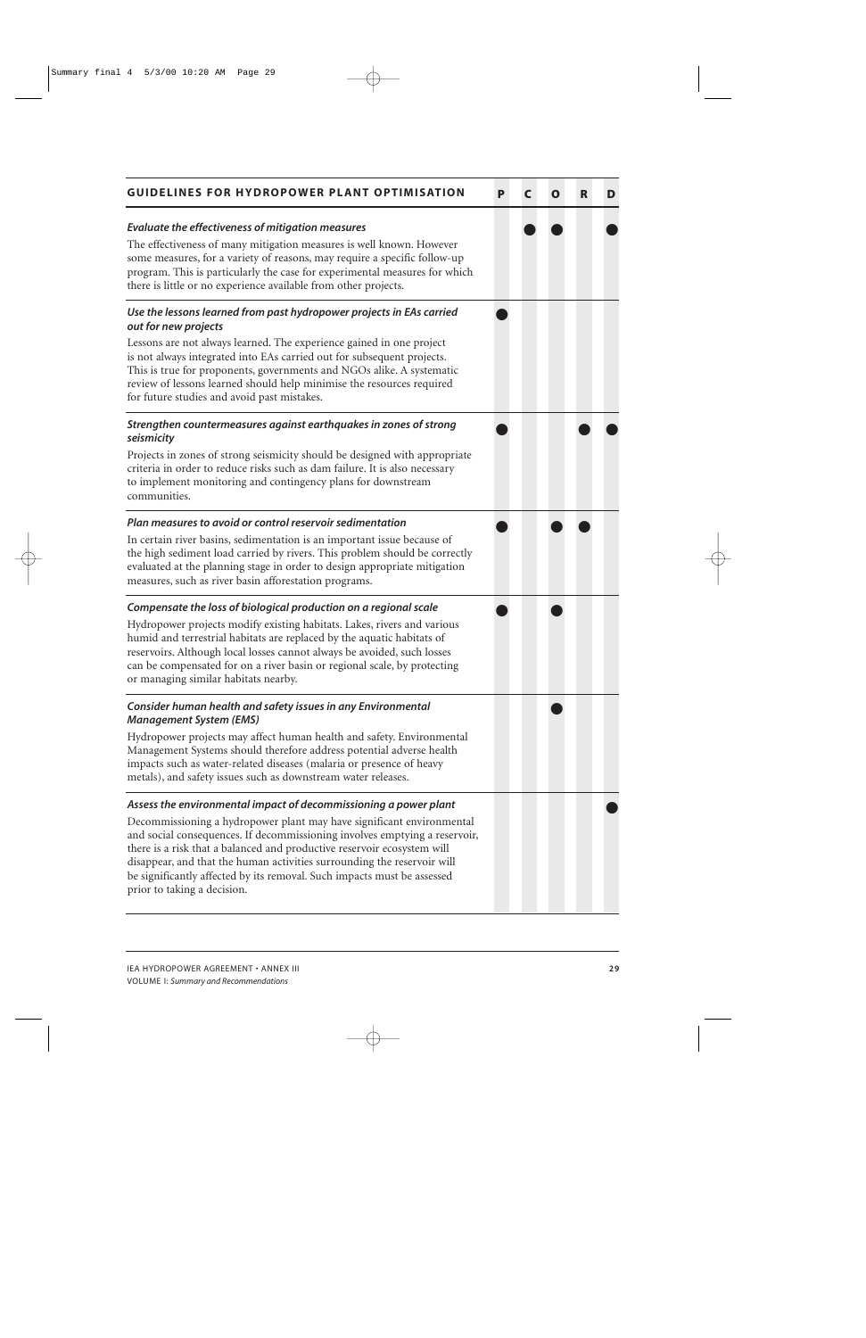| GUIDELINES FOR HYDROPOWER PLANT OPTIMISATION | P | C | O | R | D |
|---|---|---|---|---|---|
| ***Evaluate the effectiveness of mitigation measures***<br>The effectiveness of many mitigation measures is well known. However some measures, for a variety of reasons, may require a specific follow-up program. This is particularly the case for experimental measures for which there is little or no experience available from other projects. | | ● | ● | | ● |
| ***Use the lessons learned from past hydropower projects in EAs carried out for new projects***<br>Lessons are not always learned. The experience gained in one project is not always integrated into EAs carried out for subsequent projects. This is true for proponents, governments and NGOs alike. A systematic review of lessons learned should help minimise the resources required for future studies and avoid past mistakes. | ● | | | | |
| ***Strengthen countermeasures against earthquakes in zones of strong seismicity***<br>Projects in zones of strong seismicity should be designed with appropriate criteria in order to reduce risks such as dam failure. It is also necessary to implement monitoring and contingency plans for downstream communities. | ● | | | ● | ● |
| ***Plan measures to avoid or control reservoir sedimentation***<br>In certain river basins, sedimentation is an important issue because of the high sediment load carried by rivers. This problem should be correctly evaluated at the planning stage in order to design appropriate mitigation measures, such as river basin afforestation programs. | ● | | ● | ● | |
| ***Compensate the loss of biological production on a regional scale***<br>Hydropower projects modify existing habitats. Lakes, rivers and various humid and terrestrial habitats are replaced by the aquatic habitats of reservoirs. Although local losses cannot always be avoided, such losses can be compensated for on a river basin or regional scale, by protecting or managing similar habitats nearby. | ● | | ● | | |
| ***Consider human health and safety issues in any Environmental Management System (EMS)***<br>Hydropower projects may affect human health and safety. Environmental Management Systems should therefore address potential adverse health impacts such as water-related diseases (malaria or presence of heavy metals), and safety issues such as downstream water releases. | | | ● | | |
| ***Assess the environmental impact of decommissioning a power plant***<br>Decommissioning a hydropower plant may have significant environmental and social consequences. If decommissioning involves emptying a reservoir, there is a risk that a balanced and productive reservoir ecosystem will disappear, and that the human activities surrounding the reservoir will be significantly affected by its removal. Such impacts must be assessed prior to taking a decision. | | | | | ● |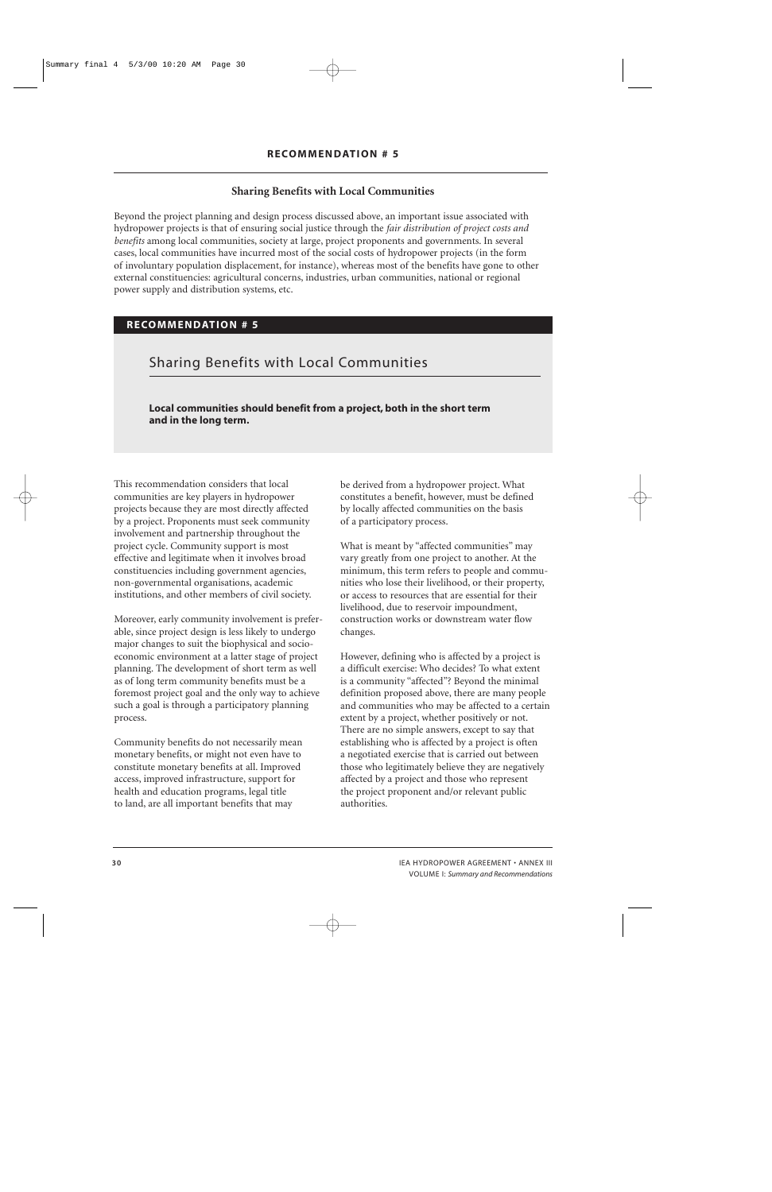## RECOMMENDATION # 5

### Sharing Benefits with Local Communities

Beyond the project planning and design process discussed above, an important issue associated with hydropower projects is that of ensuring social justice through the *fair distribution of project costs and benefits* among local communities, society at large, project proponents and governments. In several cases, local communities have incurred most of the social costs of hydropower projects (in the form of involuntary population displacement, for instance), whereas most of the benefits have gone to other external constituencies: agricultural concerns, industries, urban communities, national or regional power supply and distribution systems, etc.

> **RECOMMENDATION # 5**
>
> ### Sharing Benefits with Local Communities
>
> **Local communities should benefit from a project, both in the short term and in the long term.**

This recommendation considers that local communities are key players in hydropower projects because they are most directly affected by a project. Proponents must seek community involvement and partnership throughout the project cycle. Community support is most effective and legitimate when it involves broad constituencies including government agencies, non-governmental organisations, academic institutions, and other members of civil society.

Moreover, early community involvement is preferable, since project design is less likely to undergo major changes to suit the biophysical and socio-economic environment at a latter stage of project planning. The development of short term as well as of long term community benefits must be a foremost project goal and the only way to achieve such a goal is through a participatory planning process.

Community benefits do not necessarily mean monetary benefits, or might not even have to constitute monetary benefits at all. Improved access, improved infrastructure, support for health and education programs, legal title to land, are all important benefits that may be derived from a hydropower project. What constitutes a benefit, however, must be defined by locally affected communities on the basis of a participatory process.

What is meant by "affected communities" may vary greatly from one project to another. At the minimum, this term refers to people and communities who lose their livelihood, or their property, or access to resources that are essential for their livelihood, due to reservoir impoundment, construction works or downstream water flow changes.

However, defining who is affected by a project is a difficult exercise: Who decides? To what extent is a community "affected"? Beyond the minimal definition proposed above, there are many people and communities who may be affected to a certain extent by a project, whether positively or not. There are no simple answers, except to say that establishing who is affected by a project is often a negotiated exercise that is carried out between those who legitimately believe they are negatively affected by a project and those who represent the project proponent and/or relevant public authorities.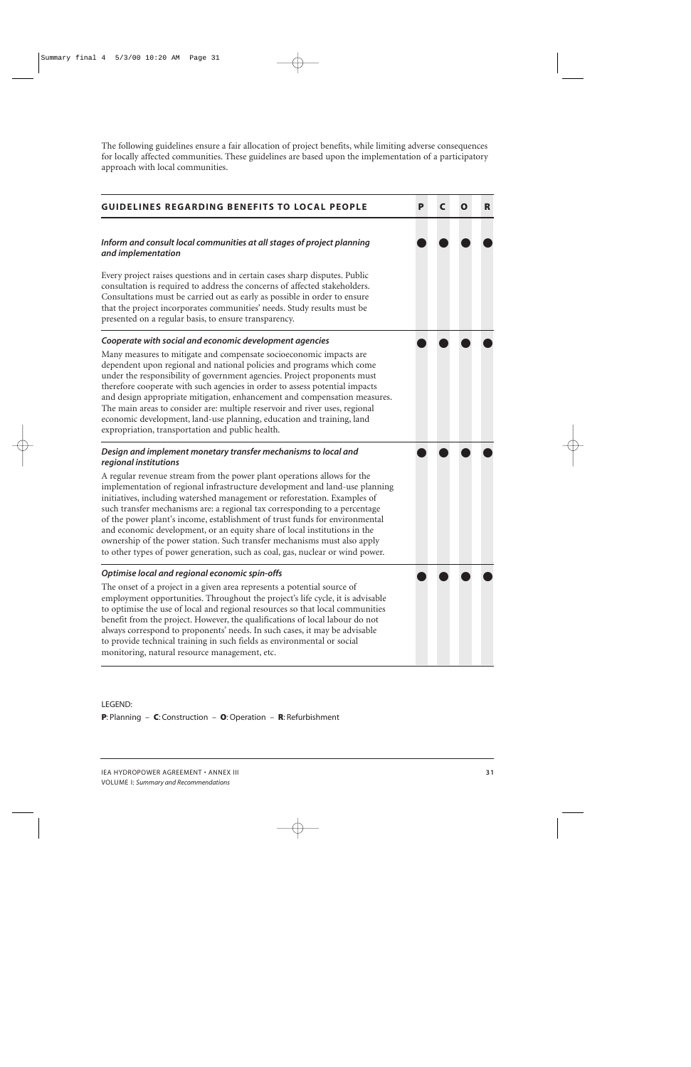The following guidelines ensure a fair allocation of project benefits, while limiting adverse consequences for locally affected communities. These guidelines are based upon the implementation of a participatory approach with local communities.

| GUIDELINES REGARDING BENEFITS TO LOCAL PEOPLE | P | C | O | R |
|---|---|---|---|---|
| ***Inform and consult local communities at all stages of project planning and implementation***<br><br>Every project raises questions and in certain cases sharp disputes. Public consultation is required to address the concerns of affected stakeholders. Consultations must be carried out as early as possible in order to ensure that the project incorporates communities' needs. Study results must be presented on a regular basis, to ensure transparency. | ● | ● | ● | ● |
| ***Cooperate with social and economic development agencies***<br><br>Many measures to mitigate and compensate socioeconomic impacts are dependent upon regional and national policies and programs which come under the responsibility of government agencies. Project proponents must therefore cooperate with such agencies in order to assess potential impacts and design appropriate mitigation, enhancement and compensation measures. The main areas to consider are: multiple reservoir and river uses, regional economic development, land-use planning, education and training, land expropriation, transportation and public health. | ● | ● | ● | ● |
| ***Design and implement monetary transfer mechanisms to local and regional institutions***<br><br>A regular revenue stream from the power plant operations allows for the implementation of regional infrastructure development and land-use planning initiatives, including watershed management or reforestation. Examples of such transfer mechanisms are: a regional tax corresponding to a percentage of the power plant's income, establishment of trust funds for environmental and economic development, or an equity share of local institutions in the ownership of the power station. Such transfer mechanisms must also apply to other types of power generation, such as coal, gas, nuclear or wind power. | ● | ● | ● | ● |
| ***Optimise local and regional economic spin-offs***<br><br>The onset of a project in a given area represents a potential source of employment opportunities. Throughout the project's life cycle, it is advisable to optimise the use of local and regional resources so that local communities benefit from the project. However, the qualifications of local labour do not always correspond to proponents' needs. In such cases, it may be advisable to provide technical training in such fields as environmental or social monitoring, natural resource management, etc. | ● | ● | ● | ● |

LEGEND:
**P**: Planning – **C**: Construction – **O**: Operation – **R**: Refurbishment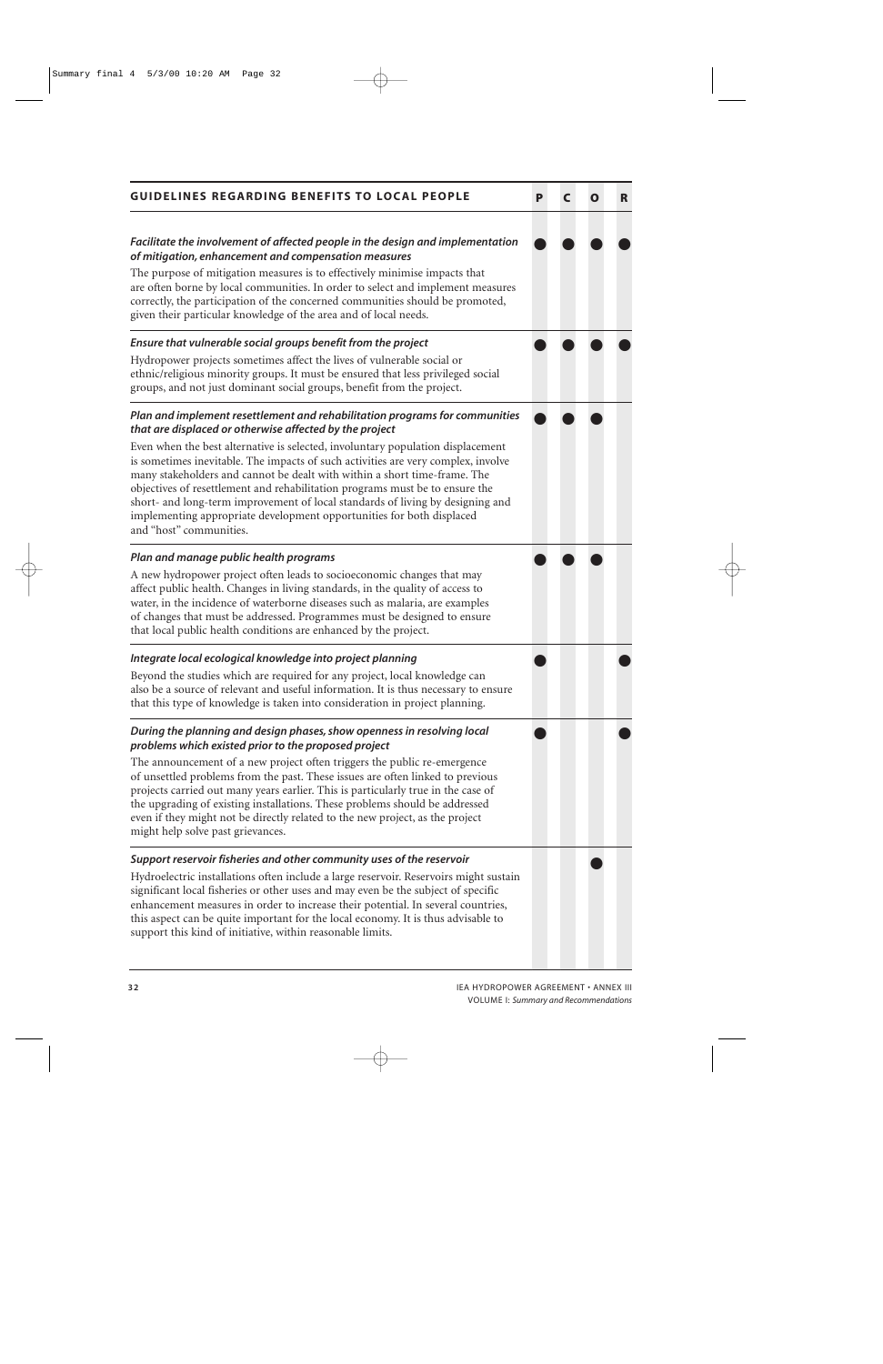| GUIDELINES REGARDING BENEFITS TO LOCAL PEOPLE | P | C | O | R |
|---|---|---|---|---|
| ***Facilitate the involvement of affected people in the design and implementation of mitigation, enhancement and compensation measures*** The purpose of mitigation measures is to effectively minimise impacts that are often borne by local communities. In order to select and implement measures correctly, the participation of the concerned communities should be promoted, given their particular knowledge of the area and of local needs. | ● | ● | ● | ● |
| ***Ensure that vulnerable social groups benefit from the project*** Hydropower projects sometimes affect the lives of vulnerable social or ethnic/religious minority groups. It must be ensured that less privileged social groups, and not just dominant social groups, benefit from the project. | ● | ● | ● | ● |
| ***Plan and implement resettlement and rehabilitation programs for communities that are displaced or otherwise affected by the project*** Even when the best alternative is selected, involuntary population displacement is sometimes inevitable. The impacts of such activities are very complex, involve many stakeholders and cannot be dealt with within a short time-frame. The objectives of resettlement and rehabilitation programs must be to ensure the short- and long-term improvement of local standards of living by designing and implementing appropriate development opportunities for both displaced and "host" communities. | ● | ● | ● | |
| ***Plan and manage public health programs*** A new hydropower project often leads to socioeconomic changes that may affect public health. Changes in living standards, in the quality of access to water, in the incidence of waterborne diseases such as malaria, are examples of changes that must be addressed. Programmes must be designed to ensure that local public health conditions are enhanced by the project. | ● | ● | ● | |
| ***Integrate local ecological knowledge into project planning*** Beyond the studies which are required for any project, local knowledge can also be a source of relevant and useful information. It is thus necessary to ensure that this type of knowledge is taken into consideration in project planning. | ● | | | ● |
| ***During the planning and design phases, show openness in resolving local problems which existed prior to the proposed project*** The announcement of a new project often triggers the public re-emergence of unsettled problems from the past. These issues are often linked to previous projects carried out many years earlier. This is particularly true in the case of the upgrading of existing installations. These problems should be addressed even if they might not be directly related to the new project, as the project might help solve past grievances. | ● | | | ● |
| ***Support reservoir fisheries and other community uses of the reservoir*** Hydroelectric installations often include a large reservoir. Reservoirs might sustain significant local fisheries or other uses and may even be the subject of specific enhancement measures in order to increase their potential. In several countries, this aspect can be quite important for the local economy. It is thus advisable to support this kind of initiative, within reasonable limits. | | | ● | |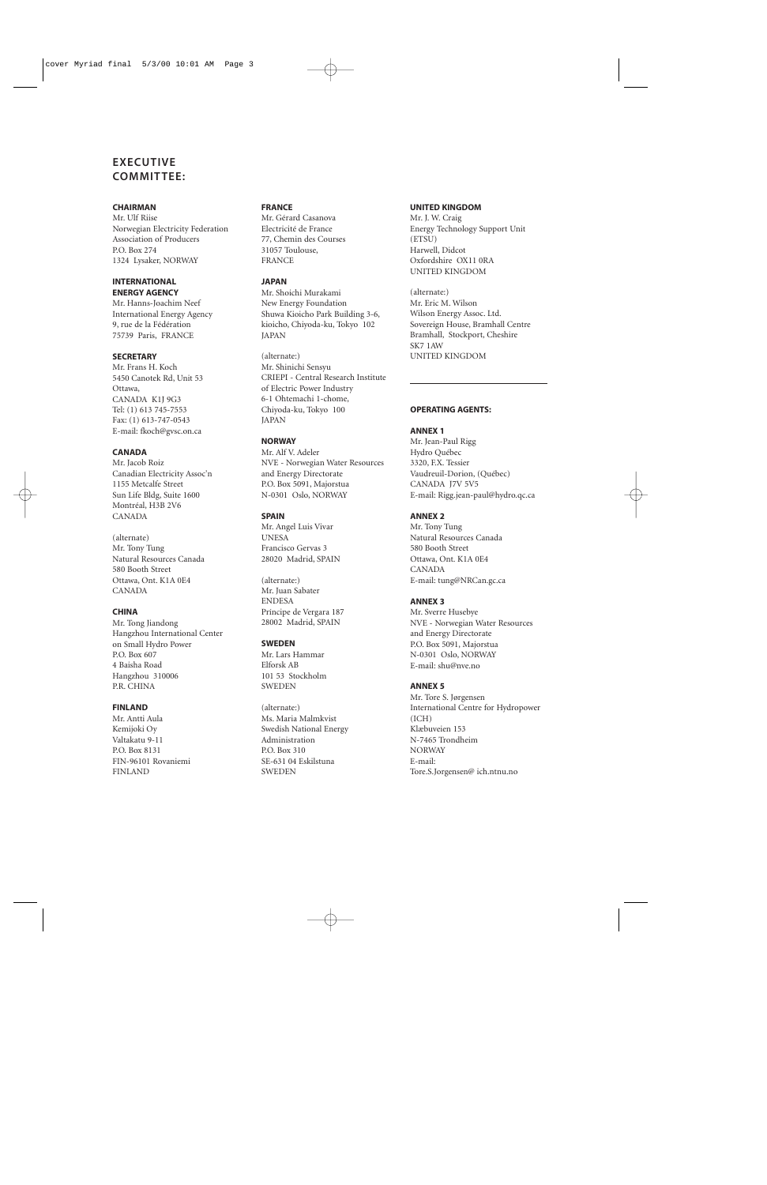## EXECUTIVE COMMITTEE:

**CHAIRMAN**
Mr. Ulf Riise
Norwegian Electricity Federation
Association of Producers
P.O. Box 274
1324 Lysaker, NORWAY

**INTERNATIONAL ENERGY AGENCY**
Mr. Hanns-Joachim Neef
International Energy Agency
9, rue de la Fédération
75739 Paris, FRANCE

**SECRETARY**
Mr. Frans H. Koch
5450 Canotek Rd, Unit 53
Ottawa,
CANADA K1J 9G3
Tel: (1) 613 745-7553
Fax: (1) 613-747-0543
E-mail: fkoch@gvsc.on.ca

**CANADA**
Mr. Jacob Roiz
Canadian Electricity Assoc'n
1155 Metcalfe Street
Sun Life Bldg, Suite 1600
Montréal, H3B 2V6
CANADA

(alternate)
Mr. Tony Tung
Natural Resources Canada
580 Booth Street
Ottawa, Ont. K1A 0E4
CANADA

**CHINA**
Mr. Tong Jiandong
Hangzhou International Center on Small Hydro Power
P.O. Box 607
4 Baisha Road
Hangzhou 310006
P.R. CHINA

**FINLAND**
Mr. Antti Aula
Kemijoki Oy
Valtakatu 9-11
P.O. Box 8131
FIN-96101 Rovaniemi
FINLAND

**FRANCE**
Mr. Gérard Casanova
Electricité de France
77, Chemin des Courses
31057 Toulouse,
FRANCE

**JAPAN**
Mr. Shoichi Murakami
New Energy Foundation
Shuwa Kioicho Park Building 3-6,
kioicho, Chiyoda-ku, Tokyo 102
JAPAN

(alternate:)
Mr. Shinichi Sensyu
CRIEPI - Central Research Institute of Electric Power Industry
6-1 Ohtemachi 1-chome,
Chiyoda-ku, Tokyo 100
JAPAN

**NORWAY**
Mr. Alf V. Adeler
NVE - Norwegian Water Resources and Energy Directorate
P.O. Box 5091, Majorstua
N-0301 Oslo, NORWAY

**SPAIN**
Mr. Angel Luis Vivar
UNESA
Francisco Gervas 3
28020 Madrid, SPAIN

(alternate:)
Mr. Juan Sabater
ENDESA
Principe de Vergara 187
28002 Madrid, SPAIN

**SWEDEN**
Mr. Lars Hammar
Elforsk AB
101 53 Stockholm
SWEDEN

(alternate:)
Ms. Maria Malmkvist
Swedish National Energy Administration
P.O. Box 310
SE-631 04 Eskilstuna
SWEDEN

**UNITED KINGDOM**
Mr. J. W. Craig
Energy Technology Support Unit (ETSU)
Harwell, Didcot
Oxfordshire OX11 0RA
UNITED KINGDOM

(alternate:)
Mr. Eric M. Wilson
Wilson Energy Assoc. Ltd.
Sovereign House, Bramhall Centre
Bramhall, Stockport, Cheshire
SK7 1AW
UNITED KINGDOM

---

**OPERATING AGENTS:**

**ANNEX 1**
Mr. Jean-Paul Rigg
Hydro Québec
3320, F.X. Tessier
Vaudreuil-Dorion, (Québec)
CANADA J7V 5V5
E-mail: Rigg.jean-paul@hydro.qc.ca

**ANNEX 2**
Mr. Tony Tung
Natural Resources Canada
580 Booth Street
Ottawa, Ont. K1A 0E4
CANADA
E-mail: tung@NRCan.gc.ca

**ANNEX 3**
Mr. Sverre Husebye
NVE - Norwegian Water Resources and Energy Directorate
P.O. Box 5091, Majorstua
N-0301 Oslo, NORWAY
E-mail: shu@nve.no

**ANNEX 5**
Mr. Tore S. Jørgensen
International Centre for Hydropower (ICH)
Klæbuveien 153
N-7465 Trondheim
NORWAY
E-mail:
Tore.S.Jorgensen@ ich.ntnu.no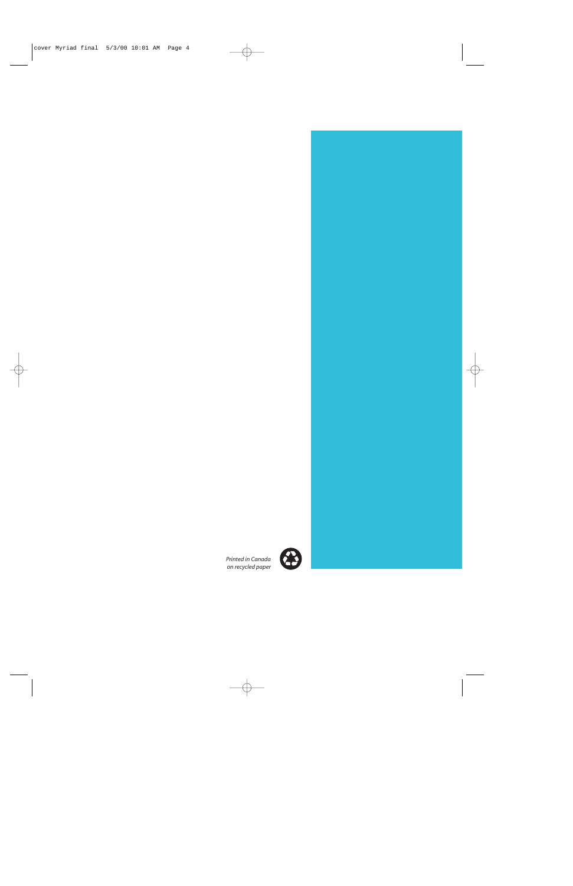*Printed in Canada*
*on recycled paper*